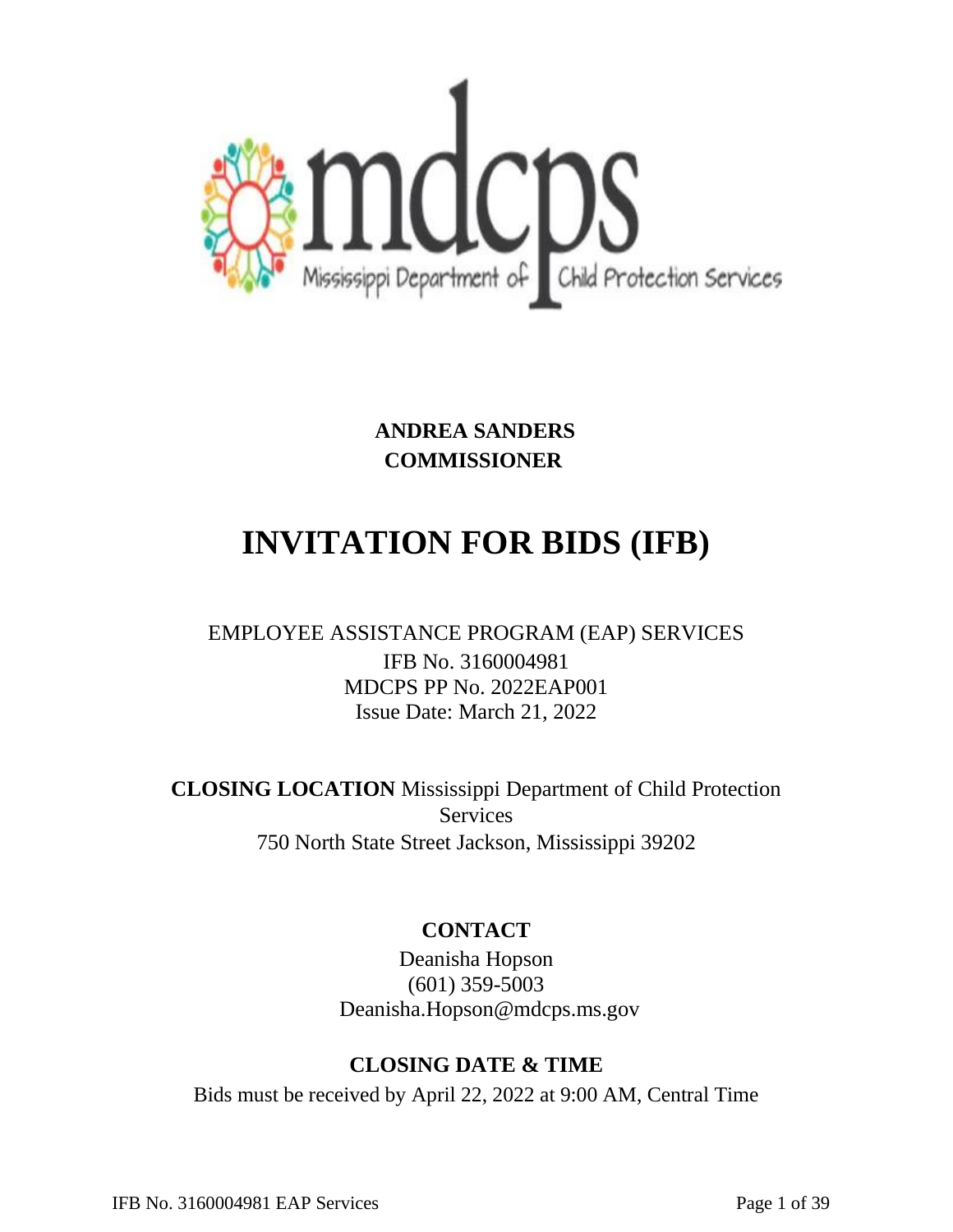mdcps

Mississippi Department of Child Protection Services

**ANDREA SANDERS**
**COMMISSIONER**

# INVITATION FOR BIDS (IFB)

EMPLOYEE ASSISTANCE PROGRAM (EAP) SERVICES
IFB No. 3160004981
MDCPS PP No. 2022EAP001
Issue Date: March 21, 2022

**CLOSING LOCATION** Mississippi Department of Child Protection Services
750 North State Street Jackson, Mississippi 39202

**CONTACT**

Deanisha Hopson
(601) 359-5003
Deanisha.Hopson@mdcps.ms.gov

**CLOSING DATE & TIME**

Bids must be received by April 22, 2022 at 9:00 AM, Central Time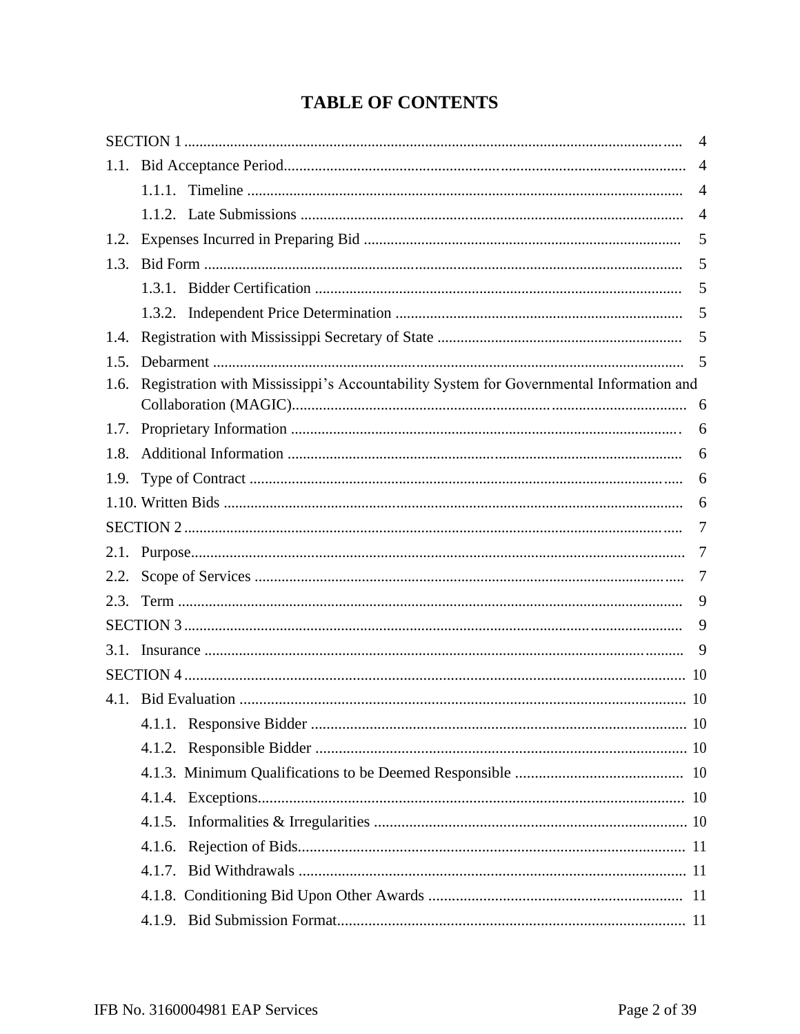# TABLE OF CONTENTS

| | |
|---|---|
| SECTION 1 | 4 |
| 1.1. Bid Acceptance Period | 4 |
| 1.1.1. Timeline | 4 |
| 1.1.2. Late Submissions | 4 |
| 1.2. Expenses Incurred in Preparing Bid | 5 |
| 1.3. Bid Form | 5 |
| 1.3.1. Bidder Certification | 5 |
| 1.3.2. Independent Price Determination | 5 |
| 1.4. Registration with Mississippi Secretary of State | 5 |
| 1.5. Debarment | 5 |
| 1.6. Registration with Mississippi's Accountability System for Governmental Information and Collaboration (MAGIC) | 6 |
| 1.7. Proprietary Information | 6 |
| 1.8. Additional Information | 6 |
| 1.9. Type of Contract | 6 |
| 1.10. Written Bids | 6 |
| SECTION 2 | 7 |
| 2.1. Purpose | 7 |
| 2.2. Scope of Services | 7 |
| 2.3. Term | 9 |
| SECTION 3 | 9 |
| 3.1. Insurance | 9 |
| SECTION 4 | 10 |
| 4.1. Bid Evaluation | 10 |
| 4.1.1. Responsive Bidder | 10 |
| 4.1.2. Responsible Bidder | 10 |
| 4.1.3. Minimum Qualifications to be Deemed Responsible | 10 |
| 4.1.4. Exceptions | 10 |
| 4.1.5. Informalities & Irregularities | 10 |
| 4.1.6. Rejection of Bids | 11 |
| 4.1.7. Bid Withdrawals | 11 |
| 4.1.8. Conditioning Bid Upon Other Awards | 11 |
| 4.1.9. Bid Submission Format | 11 |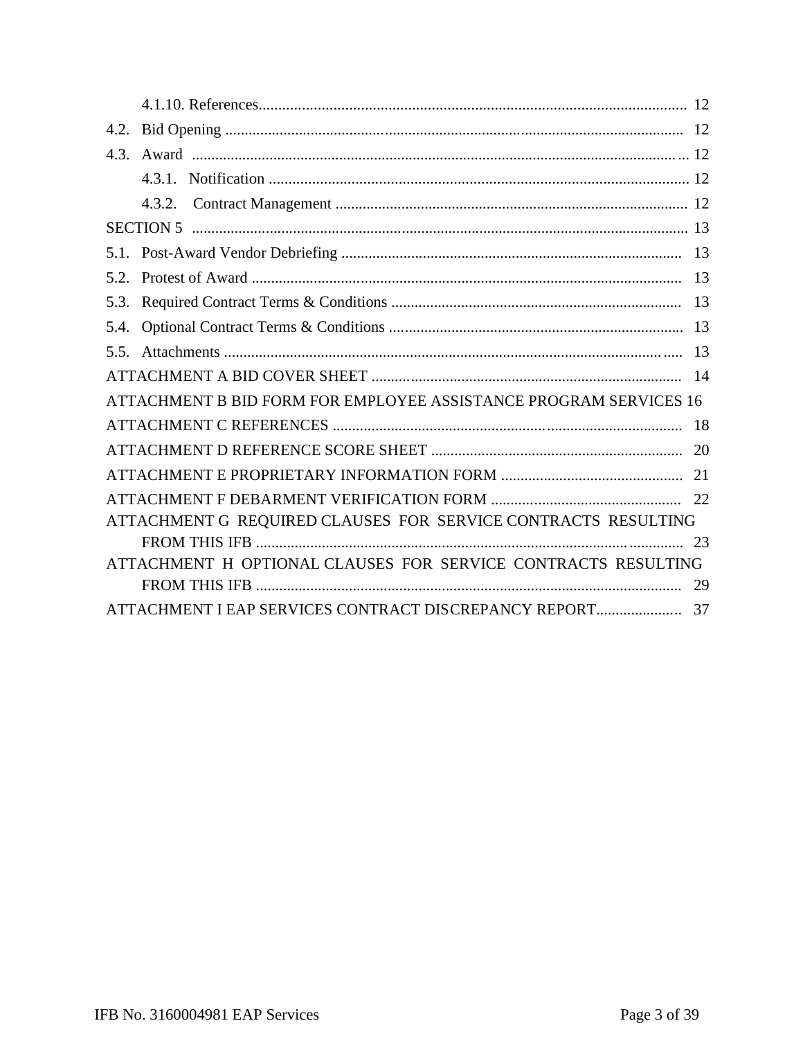4.1.10. References ............................................................................................................ 12

4.2. Bid Opening ...................................................................................................................... 12

4.3. Award ............................................................................................................................... 12

4.3.1. Notification ........................................................................................................... 12

4.3.2. Contract Management ........................................................................................... 12

SECTION 5 ............................................................................................................................... 13

5.1. Post-Award Vendor Debriefing ....................................................................................... 13

5.2. Protest of Award .............................................................................................................. 13

5.3. Required Contract Terms & Conditions .......................................................................... 13

5.4. Optional Contract Terms & Conditions ........................................................................... 13

5.5. Attachments ..................................................................................................................... 13

ATTACHMENT A BID COVER SHEET .............................................................................. 14

ATTACHMENT B BID FORM FOR EMPLOYEE ASSISTANCE PROGRAM SERVICES 16

ATTACHMENT C REFERENCES ......................................................................................... 18

ATTACHMENT D REFERENCE SCORE SHEET ................................................................ 20

ATTACHMENT E PROPRIETARY INFORMATION FORM .............................................. 21

ATTACHMENT F DEBARMENT VERIFICATION FORM ................................................ 22

ATTACHMENT G REQUIRED CLAUSES FOR SERVICE CONTRACTS RESULTING FROM THIS IFB ............................................................................................................. 23

ATTACHMENT H OPTIONAL CLAUSES FOR SERVICE CONTRACTS RESULTING FROM THIS IFB ............................................................................................................. 29

ATTACHMENT I EAP SERVICES CONTRACT DISCREPANCY REPORT ..................... 37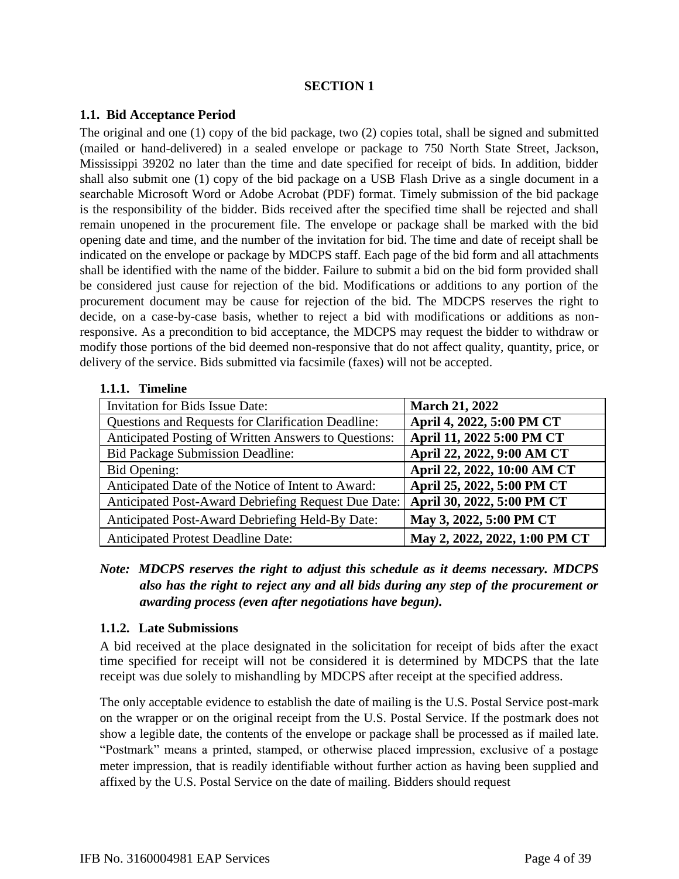**SECTION 1**

## 1.1. Bid Acceptance Period

The original and one (1) copy of the bid package, two (2) copies total, shall be signed and submitted (mailed or hand-delivered) in a sealed envelope or package to 750 North State Street, Jackson, Mississippi 39202 no later than the time and date specified for receipt of bids. In addition, bidder shall also submit one (1) copy of the bid package on a USB Flash Drive as a single document in a searchable Microsoft Word or Adobe Acrobat (PDF) format. Timely submission of the bid package is the responsibility of the bidder. Bids received after the specified time shall be rejected and shall remain unopened in the procurement file. The envelope or package shall be marked with the bid opening date and time, and the number of the invitation for bid. The time and date of receipt shall be indicated on the envelope or package by MDCPS staff. Each page of the bid form and all attachments shall be identified with the name of the bidder. Failure to submit a bid on the bid form provided shall be considered just cause for rejection of the bid. Modifications or additions to any portion of the procurement document may be cause for rejection of the bid. The MDCPS reserves the right to decide, on a case-by-case basis, whether to reject a bid with modifications or additions as non-responsive. As a precondition to bid acceptance, the MDCPS may request the bidder to withdraw or modify those portions of the bid deemed non-responsive that do not affect quality, quantity, price, or delivery of the service. Bids submitted via facsimile (faxes) will not be accepted.

### 1.1.1. Timeline

| | |
|---|---|
| Invitation for Bids Issue Date: | **March 21, 2022** |
| Questions and Requests for Clarification Deadline: | **April 4, 2022, 5:00 PM CT** |
| Anticipated Posting of Written Answers to Questions: | **April 11, 2022 5:00 PM CT** |
| Bid Package Submission Deadline: | **April 22, 2022, 9:00 AM CT** |
| Bid Opening: | **April 22, 2022, 10:00 AM CT** |
| Anticipated Date of the Notice of Intent to Award: | **April 25, 2022, 5:00 PM CT** |
| Anticipated Post-Award Debriefing Request Due Date: | **April 30, 2022, 5:00 PM CT** |
| Anticipated Post-Award Debriefing Held-By Date: | **May 3, 2022, 5:00 PM CT** |
| Anticipated Protest Deadline Date: | **May 2, 2022, 2022, 1:00 PM CT** |

***Note: MDCPS reserves the right to adjust this schedule as it deems necessary. MDCPS also has the right to reject any and all bids during any step of the procurement or awarding process (even after negotiations have begun).***

### 1.1.2. Late Submissions

A bid received at the place designated in the solicitation for receipt of bids after the exact time specified for receipt will not be considered it is determined by MDCPS that the late receipt was due solely to mishandling by MDCPS after receipt at the specified address.

The only acceptable evidence to establish the date of mailing is the U.S. Postal Service post-mark on the wrapper or on the original receipt from the U.S. Postal Service. If the postmark does not show a legible date, the contents of the envelope or package shall be processed as if mailed late. "Postmark" means a printed, stamped, or otherwise placed impression, exclusive of a postage meter impression, that is readily identifiable without further action as having been supplied and affixed by the U.S. Postal Service on the date of mailing. Bidders should request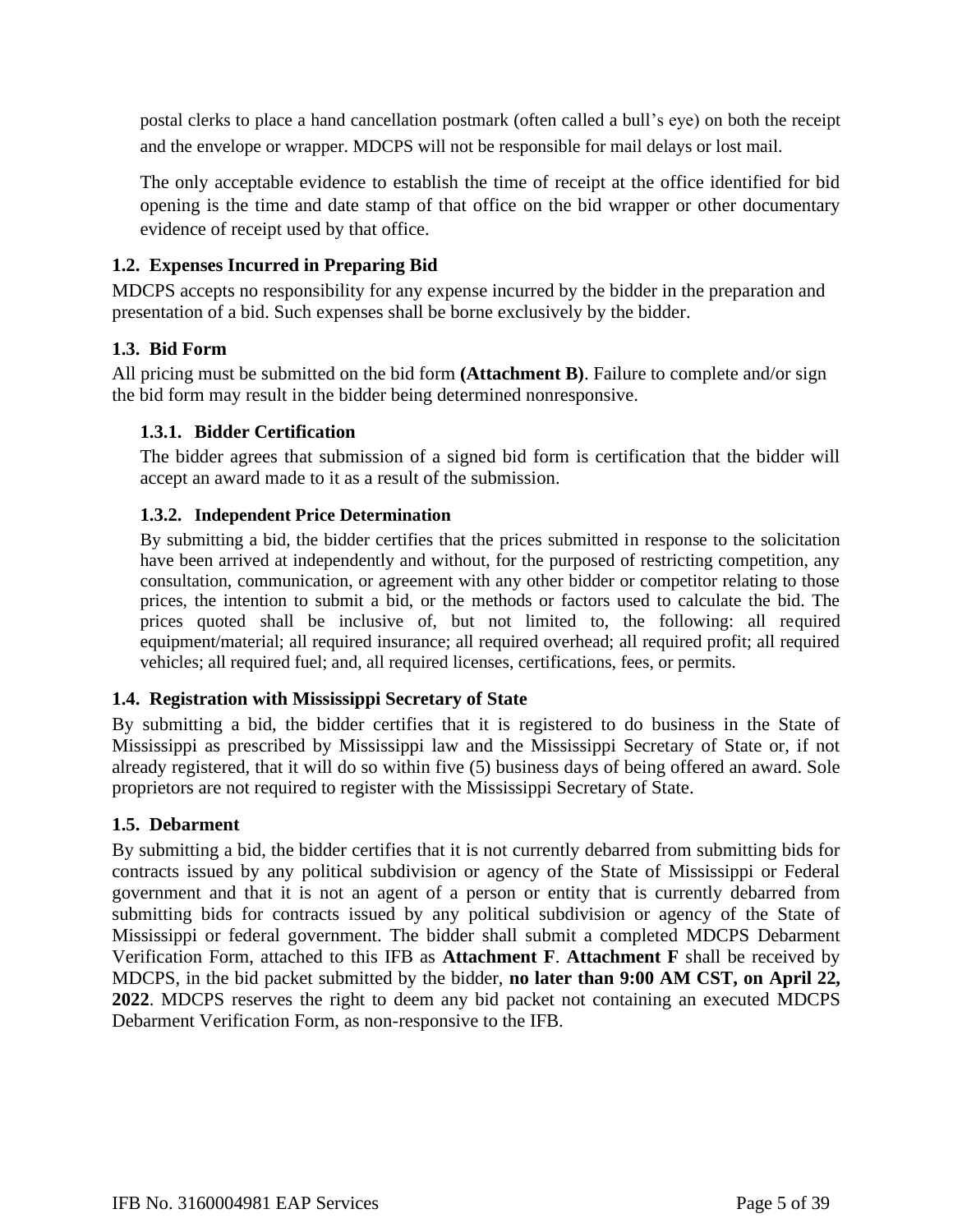postal clerks to place a hand cancellation postmark (often called a bull's eye) on both the receipt and the envelope or wrapper. MDCPS will not be responsible for mail delays or lost mail.

The only acceptable evidence to establish the time of receipt at the office identified for bid opening is the time and date stamp of that office on the bid wrapper or other documentary evidence of receipt used by that office.

### 1.2. Expenses Incurred in Preparing Bid

MDCPS accepts no responsibility for any expense incurred by the bidder in the preparation and presentation of a bid. Such expenses shall be borne exclusively by the bidder.

### 1.3. Bid Form

All pricing must be submitted on the bid form **(Attachment B)**. Failure to complete and/or sign the bid form may result in the bidder being determined nonresponsive.

#### 1.3.1. Bidder Certification

The bidder agrees that submission of a signed bid form is certification that the bidder will accept an award made to it as a result of the submission.

#### 1.3.2. Independent Price Determination

By submitting a bid, the bidder certifies that the prices submitted in response to the solicitation have been arrived at independently and without, for the purposed of restricting competition, any consultation, communication, or agreement with any other bidder or competitor relating to those prices, the intention to submit a bid, or the methods or factors used to calculate the bid. The prices quoted shall be inclusive of, but not limited to, the following: all required equipment/material; all required insurance; all required overhead; all required profit; all required vehicles; all required fuel; and, all required licenses, certifications, fees, or permits.

### 1.4. Registration with Mississippi Secretary of State

By submitting a bid, the bidder certifies that it is registered to do business in the State of Mississippi as prescribed by Mississippi law and the Mississippi Secretary of State or, if not already registered, that it will do so within five (5) business days of being offered an award. Sole proprietors are not required to register with the Mississippi Secretary of State.

### 1.5. Debarment

By submitting a bid, the bidder certifies that it is not currently debarred from submitting bids for contracts issued by any political subdivision or agency of the State of Mississippi or Federal government and that it is not an agent of a person or entity that is currently debarred from submitting bids for contracts issued by any political subdivision or agency of the State of Mississippi or federal government. The bidder shall submit a completed MDCPS Debarment Verification Form, attached to this IFB as **Attachment F**. **Attachment F** shall be received by MDCPS, in the bid packet submitted by the bidder, **no later than 9:00 AM CST, on April 22, 2022**. MDCPS reserves the right to deem any bid packet not containing an executed MDCPS Debarment Verification Form, as non-responsive to the IFB.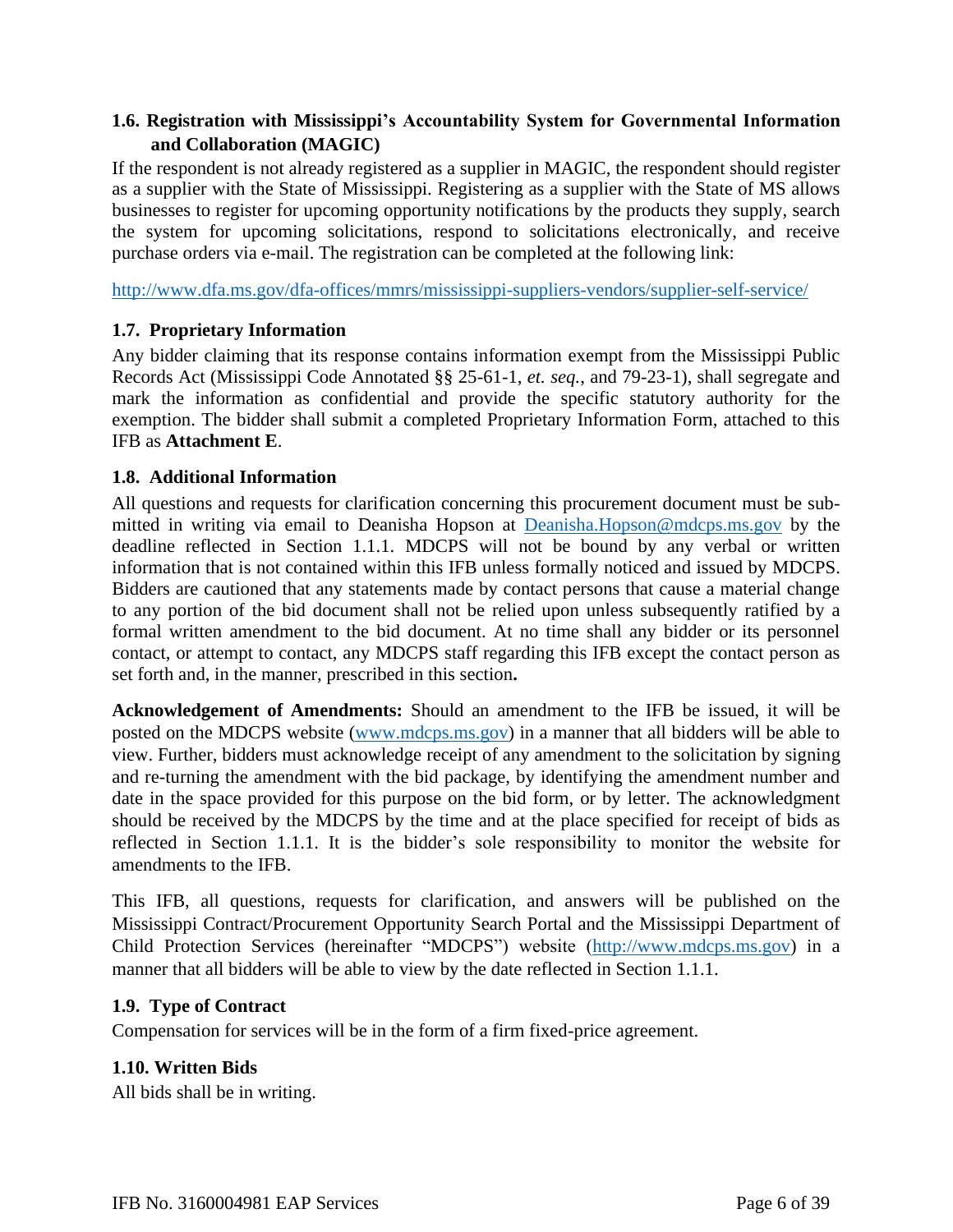### 1.6. Registration with Mississippi's Accountability System for Governmental Information and Collaboration (MAGIC)

If the respondent is not already registered as a supplier in MAGIC, the respondent should register as a supplier with the State of Mississippi. Registering as a supplier with the State of MS allows businesses to register for upcoming opportunity notifications by the products they supply, search the system for upcoming solicitations, respond to solicitations electronically, and receive purchase orders via e-mail. The registration can be completed at the following link:

http://www.dfa.ms.gov/dfa-offices/mmrs/mississippi-suppliers-vendors/supplier-self-service/

### 1.7. Proprietary Information

Any bidder claiming that its response contains information exempt from the Mississippi Public Records Act (Mississippi Code Annotated §§ 25-61-1, *et. seq.*, and 79-23-1), shall segregate and mark the information as confidential and provide the specific statutory authority for the exemption. The bidder shall submit a completed Proprietary Information Form, attached to this IFB as **Attachment E**.

### 1.8. Additional Information

All questions and requests for clarification concerning this procurement document must be submitted in writing via email to Deanisha Hopson at Deanisha.Hopson@mdcps.ms.gov by the deadline reflected in Section 1.1.1. MDCPS will not be bound by any verbal or written information that is not contained within this IFB unless formally noticed and issued by MDCPS. Bidders are cautioned that any statements made by contact persons that cause a material change to any portion of the bid document shall not be relied upon unless subsequently ratified by a formal written amendment to the bid document. At no time shall any bidder or its personnel contact, or attempt to contact, any MDCPS staff regarding this IFB except the contact person as set forth and, in the manner, prescribed in this section**.**

**Acknowledgement of Amendments:** Should an amendment to the IFB be issued, it will be posted on the MDCPS website (www.mdcps.ms.gov) in a manner that all bidders will be able to view. Further, bidders must acknowledge receipt of any amendment to the solicitation by signing and re-turning the amendment with the bid package, by identifying the amendment number and date in the space provided for this purpose on the bid form, or by letter. The acknowledgment should be received by the MDCPS by the time and at the place specified for receipt of bids as reflected in Section 1.1.1. It is the bidder's sole responsibility to monitor the website for amendments to the IFB.

This IFB, all questions, requests for clarification, and answers will be published on the Mississippi Contract/Procurement Opportunity Search Portal and the Mississippi Department of Child Protection Services (hereinafter "MDCPS") website (http://www.mdcps.ms.gov) in a manner that all bidders will be able to view by the date reflected in Section 1.1.1.

### 1.9. Type of Contract

Compensation for services will be in the form of a firm fixed-price agreement.

### 1.10. Written Bids

All bids shall be in writing.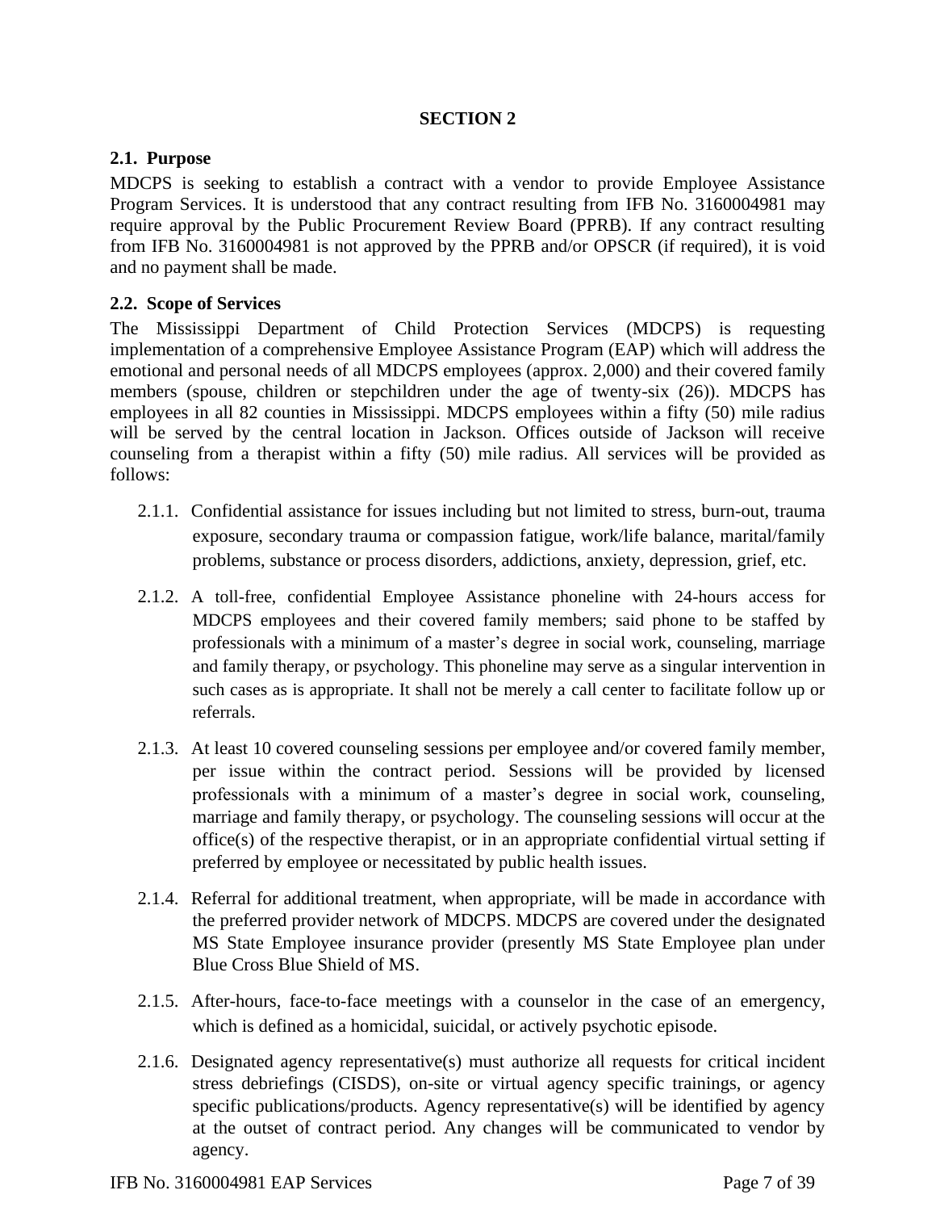## SECTION 2

### 2.1. Purpose

MDCPS is seeking to establish a contract with a vendor to provide Employee Assistance Program Services. It is understood that any contract resulting from IFB No. 3160004981 may require approval by the Public Procurement Review Board (PPRB). If any contract resulting from IFB No. 3160004981 is not approved by the PPRB and/or OPSCR (if required), it is void and no payment shall be made.

### 2.2. Scope of Services

The Mississippi Department of Child Protection Services (MDCPS) is requesting implementation of a comprehensive Employee Assistance Program (EAP) which will address the emotional and personal needs of all MDCPS employees (approx. 2,000) and their covered family members (spouse, children or stepchildren under the age of twenty-six (26)). MDCPS has employees in all 82 counties in Mississippi. MDCPS employees within a fifty (50) mile radius will be served by the central location in Jackson. Offices outside of Jackson will receive counseling from a therapist within a fifty (50) mile radius. All services will be provided as follows:

2.1.1. Confidential assistance for issues including but not limited to stress, burn-out, trauma exposure, secondary trauma or compassion fatigue, work/life balance, marital/family problems, substance or process disorders, addictions, anxiety, depression, grief, etc.

2.1.2. A toll-free, confidential Employee Assistance phoneline with 24-hours access for MDCPS employees and their covered family members; said phone to be staffed by professionals with a minimum of a master's degree in social work, counseling, marriage and family therapy, or psychology. This phoneline may serve as a singular intervention in such cases as is appropriate. It shall not be merely a call center to facilitate follow up or referrals.

2.1.3. At least 10 covered counseling sessions per employee and/or covered family member, per issue within the contract period. Sessions will be provided by licensed professionals with a minimum of a master's degree in social work, counseling, marriage and family therapy, or psychology. The counseling sessions will occur at the office(s) of the respective therapist, or in an appropriate confidential virtual setting if preferred by employee or necessitated by public health issues.

2.1.4. Referral for additional treatment, when appropriate, will be made in accordance with the preferred provider network of MDCPS. MDCPS are covered under the designated MS State Employee insurance provider (presently MS State Employee plan under Blue Cross Blue Shield of MS.

2.1.5. After-hours, face-to-face meetings with a counselor in the case of an emergency, which is defined as a homicidal, suicidal, or actively psychotic episode.

2.1.6. Designated agency representative(s) must authorize all requests for critical incident stress debriefings (CISDS), on-site or virtual agency specific trainings, or agency specific publications/products. Agency representative(s) will be identified by agency at the outset of contract period. Any changes will be communicated to vendor by agency.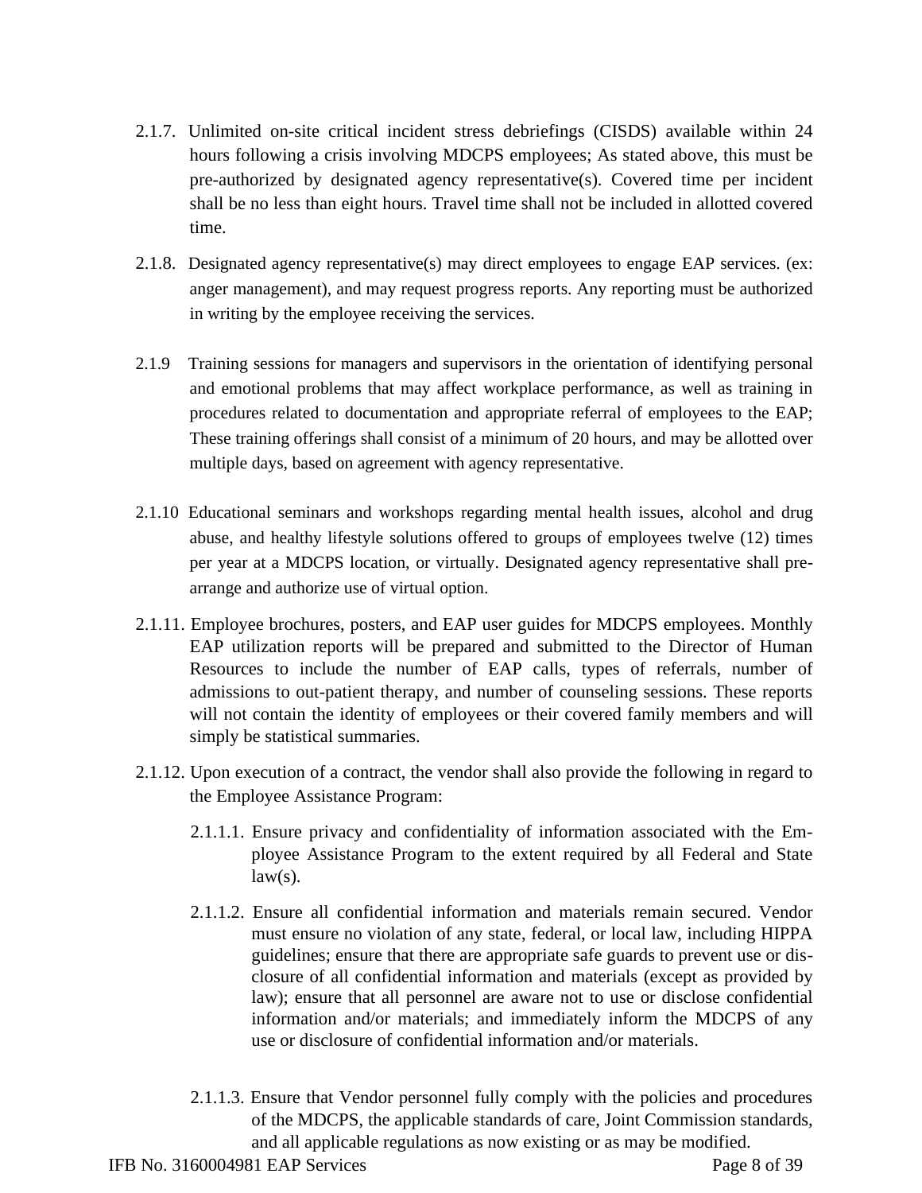2.1.7. Unlimited on-site critical incident stress debriefings (CISDS) available within 24 hours following a crisis involving MDCPS employees; As stated above, this must be pre-authorized by designated agency representative(s). Covered time per incident shall be no less than eight hours. Travel time shall not be included in allotted covered time.

2.1.8. Designated agency representative(s) may direct employees to engage EAP services. (ex: anger management), and may request progress reports. Any reporting must be authorized in writing by the employee receiving the services.

2.1.9 Training sessions for managers and supervisors in the orientation of identifying personal and emotional problems that may affect workplace performance, as well as training in procedures related to documentation and appropriate referral of employees to the EAP; These training offerings shall consist of a minimum of 20 hours, and may be allotted over multiple days, based on agreement with agency representative.

2.1.10 Educational seminars and workshops regarding mental health issues, alcohol and drug abuse, and healthy lifestyle solutions offered to groups of employees twelve (12) times per year at a MDCPS location, or virtually. Designated agency representative shall pre-arrange and authorize use of virtual option.

2.1.11. Employee brochures, posters, and EAP user guides for MDCPS employees. Monthly EAP utilization reports will be prepared and submitted to the Director of Human Resources to include the number of EAP calls, types of referrals, number of admissions to out-patient therapy, and number of counseling sessions. These reports will not contain the identity of employees or their covered family members and will simply be statistical summaries.

2.1.12. Upon execution of a contract, the vendor shall also provide the following in regard to the Employee Assistance Program:

2.1.1.1. Ensure privacy and confidentiality of information associated with the Employee Assistance Program to the extent required by all Federal and State law(s).

2.1.1.2. Ensure all confidential information and materials remain secured. Vendor must ensure no violation of any state, federal, or local law, including HIPPA guidelines; ensure that there are appropriate safe guards to prevent use or disclosure of all confidential information and materials (except as provided by law); ensure that all personnel are aware not to use or disclose confidential information and/or materials; and immediately inform the MDCPS of any use or disclosure of confidential information and/or materials.

2.1.1.3. Ensure that Vendor personnel fully comply with the policies and procedures of the MDCPS, the applicable standards of care, Joint Commission standards, and all applicable regulations as now existing or as may be modified.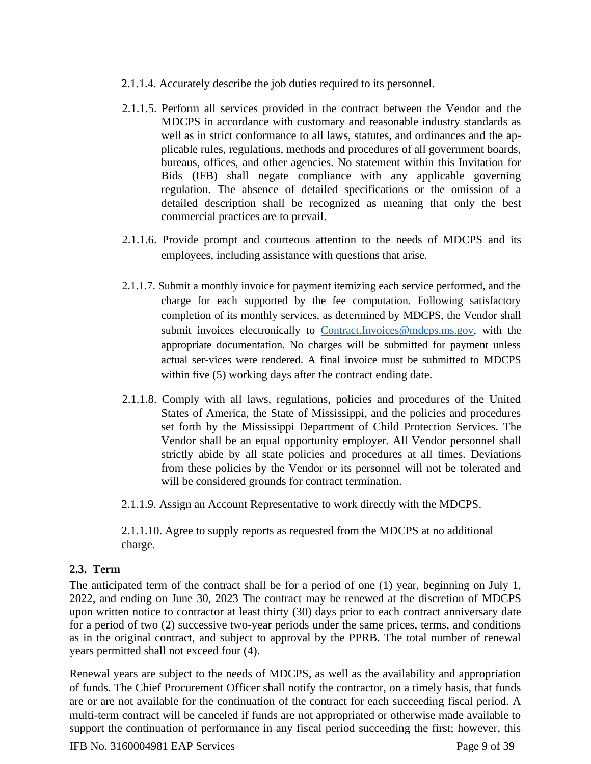2.1.1.4. Accurately describe the job duties required to its personnel.

2.1.1.5. Perform all services provided in the contract between the Vendor and the MDCPS in accordance with customary and reasonable industry standards as well as in strict conformance to all laws, statutes, and ordinances and the applicable rules, regulations, methods and procedures of all government boards, bureaus, offices, and other agencies. No statement within this Invitation for Bids (IFB) shall negate compliance with any applicable governing regulation. The absence of detailed specifications or the omission of a detailed description shall be recognized as meaning that only the best commercial practices are to prevail.

2.1.1.6. Provide prompt and courteous attention to the needs of MDCPS and its employees, including assistance with questions that arise.

2.1.1.7. Submit a monthly invoice for payment itemizing each service performed, and the charge for each supported by the fee computation. Following satisfactory completion of its monthly services, as determined by MDCPS, the Vendor shall submit invoices electronically to Contract.Invoices@mdcps.ms.gov, with the appropriate documentation. No charges will be submitted for payment unless actual ser-vices were rendered. A final invoice must be submitted to MDCPS within five (5) working days after the contract ending date.

2.1.1.8. Comply with all laws, regulations, policies and procedures of the United States of America, the State of Mississippi, and the policies and procedures set forth by the Mississippi Department of Child Protection Services. The Vendor shall be an equal opportunity employer. All Vendor personnel shall strictly abide by all state policies and procedures at all times. Deviations from these policies by the Vendor or its personnel will not be tolerated and will be considered grounds for contract termination.

2.1.1.9. Assign an Account Representative to work directly with the MDCPS.

2.1.1.10. Agree to supply reports as requested from the MDCPS at no additional charge.

### 2.3. Term

The anticipated term of the contract shall be for a period of one (1) year, beginning on July 1, 2022, and ending on June 30, 2023 The contract may be renewed at the discretion of MDCPS upon written notice to contractor at least thirty (30) days prior to each contract anniversary date for a period of two (2) successive two-year periods under the same prices, terms, and conditions as in the original contract, and subject to approval by the PPRB. The total number of renewal years permitted shall not exceed four (4).

Renewal years are subject to the needs of MDCPS, as well as the availability and appropriation of funds. The Chief Procurement Officer shall notify the contractor, on a timely basis, that funds are or are not available for the continuation of the contract for each succeeding fiscal period. A multi-term contract will be canceled if funds are not appropriated or otherwise made available to support the continuation of performance in any fiscal period succeeding the first; however, this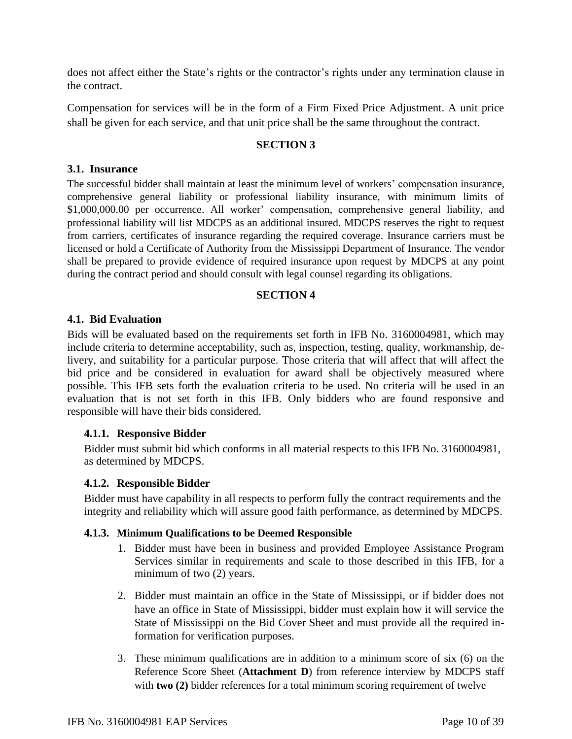does not affect either the State's rights or the contractor's rights under any termination clause in the contract.

Compensation for services will be in the form of a Firm Fixed Price Adjustment. A unit price shall be given for each service, and that unit price shall be the same throughout the contract.

## SECTION 3

### 3.1. Insurance

The successful bidder shall maintain at least the minimum level of workers' compensation insurance, comprehensive general liability or professional liability insurance, with minimum limits of $1,000,000.00 per occurrence. All worker' compensation, comprehensive general liability, and professional liability will list MDCPS as an additional insured. MDCPS reserves the right to request from carriers, certificates of insurance regarding the required coverage. Insurance carriers must be licensed or hold a Certificate of Authority from the Mississippi Department of Insurance. The vendor shall be prepared to provide evidence of required insurance upon request by MDCPS at any point during the contract period and should consult with legal counsel regarding its obligations.

## SECTION 4

### 4.1. Bid Evaluation

Bids will be evaluated based on the requirements set forth in IFB No. 3160004981, which may include criteria to determine acceptability, such as, inspection, testing, quality, workmanship, delivery, and suitability for a particular purpose. Those criteria that will affect that will affect the bid price and be considered in evaluation for award shall be objectively measured where possible. This IFB sets forth the evaluation criteria to be used. No criteria will be used in an evaluation that is not set forth in this IFB. Only bidders who are found responsive and responsible will have their bids considered.

#### 4.1.1. Responsive Bidder

Bidder must submit bid which conforms in all material respects to this IFB No. 3160004981, as determined by MDCPS.

#### 4.1.2. Responsible Bidder

Bidder must have capability in all respects to perform fully the contract requirements and the integrity and reliability which will assure good faith performance, as determined by MDCPS.

#### 4.1.3. Minimum Qualifications to be Deemed Responsible

1. Bidder must have been in business and provided Employee Assistance Program Services similar in requirements and scale to those described in this IFB, for a minimum of two (2) years.
2. Bidder must maintain an office in the State of Mississippi, or if bidder does not have an office in State of Mississippi, bidder must explain how it will service the State of Mississippi on the Bid Cover Sheet and must provide all the required information for verification purposes.
3. These minimum qualifications are in addition to a minimum score of six (6) on the Reference Score Sheet (**Attachment D**) from reference interview by MDCPS staff with **two (2)** bidder references for a total minimum scoring requirement of twelve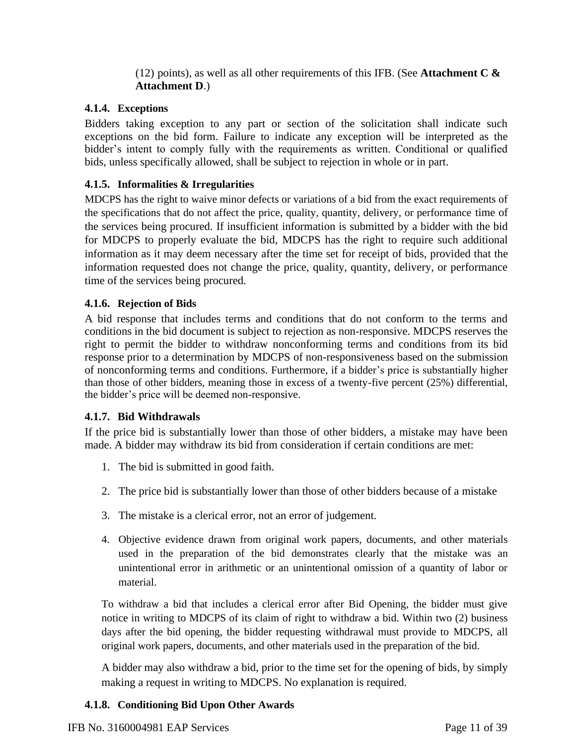(12) points), as well as all other requirements of this IFB. (See **Attachment C & Attachment D**.)

#### 4.1.4. Exceptions

Bidders taking exception to any part or section of the solicitation shall indicate such exceptions on the bid form. Failure to indicate any exception will be interpreted as the bidder's intent to comply fully with the requirements as written. Conditional or qualified bids, unless specifically allowed, shall be subject to rejection in whole or in part.

#### 4.1.5. Informalities & Irregularities

MDCPS has the right to waive minor defects or variations of a bid from the exact requirements of the specifications that do not affect the price, quality, quantity, delivery, or performance time of the services being procured. If insufficient information is submitted by a bidder with the bid for MDCPS to properly evaluate the bid, MDCPS has the right to require such additional information as it may deem necessary after the time set for receipt of bids, provided that the information requested does not change the price, quality, quantity, delivery, or performance time of the services being procured.

#### 4.1.6. Rejection of Bids

A bid response that includes terms and conditions that do not conform to the terms and conditions in the bid document is subject to rejection as non-responsive. MDCPS reserves the right to permit the bidder to withdraw nonconforming terms and conditions from its bid response prior to a determination by MDCPS of non-responsiveness based on the submission of nonconforming terms and conditions. Furthermore, if a bidder's price is substantially higher than those of other bidders, meaning those in excess of a twenty-five percent (25%) differential, the bidder's price will be deemed non-responsive.

#### 4.1.7. Bid Withdrawals

If the price bid is substantially lower than those of other bidders, a mistake may have been made. A bidder may withdraw its bid from consideration if certain conditions are met:

1. The bid is submitted in good faith.
2. The price bid is substantially lower than those of other bidders because of a mistake
3. The mistake is a clerical error, not an error of judgement.
4. Objective evidence drawn from original work papers, documents, and other materials used in the preparation of the bid demonstrates clearly that the mistake was an unintentional error in arithmetic or an unintentional omission of a quantity of labor or material.

To withdraw a bid that includes a clerical error after Bid Opening, the bidder must give notice in writing to MDCPS of its claim of right to withdraw a bid. Within two (2) business days after the bid opening, the bidder requesting withdrawal must provide to MDCPS, all original work papers, documents, and other materials used in the preparation of the bid.

A bidder may also withdraw a bid, prior to the time set for the opening of bids, by simply making a request in writing to MDCPS. No explanation is required.

#### 4.1.8. Conditioning Bid Upon Other Awards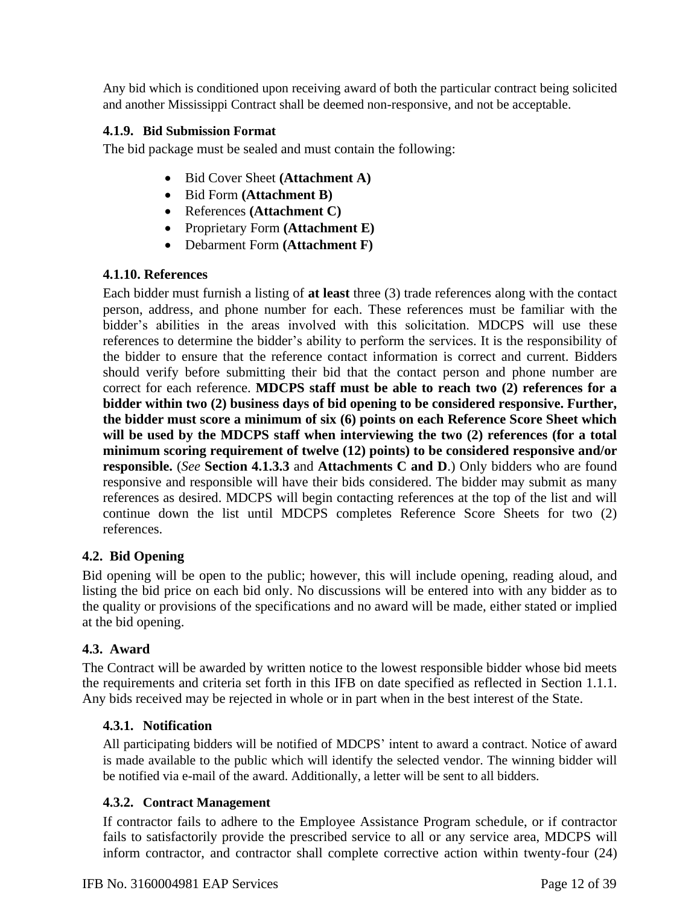Any bid which is conditioned upon receiving award of both the particular contract being solicited and another Mississippi Contract shall be deemed non-responsive, and not be acceptable.

#### 4.1.9. Bid Submission Format

The bid package must be sealed and must contain the following:

- Bid Cover Sheet **(Attachment A)**
- Bid Form **(Attachment B)**
- References **(Attachment C)**
- Proprietary Form **(Attachment E)**
- Debarment Form **(Attachment F)**

#### 4.1.10. References

Each bidder must furnish a listing of **at least** three (3) trade references along with the contact person, address, and phone number for each. These references must be familiar with the bidder's abilities in the areas involved with this solicitation. MDCPS will use these references to determine the bidder's ability to perform the services. It is the responsibility of the bidder to ensure that the reference contact information is correct and current. Bidders should verify before submitting their bid that the contact person and phone number are correct for each reference. **MDCPS staff must be able to reach two (2) references for a bidder within two (2) business days of bid opening to be considered responsive. Further, the bidder must score a minimum of six (6) points on each Reference Score Sheet which will be used by the MDCPS staff when interviewing the two (2) references (for a total minimum scoring requirement of twelve (12) points) to be considered responsive and/or responsible.** (*See* **Section 4.1.3.3** and **Attachments C and D**.) Only bidders who are found responsive and responsible will have their bids considered. The bidder may submit as many references as desired. MDCPS will begin contacting references at the top of the list and will continue down the list until MDCPS completes Reference Score Sheets for two (2) references.

### 4.2. Bid Opening

Bid opening will be open to the public; however, this will include opening, reading aloud, and listing the bid price on each bid only. No discussions will be entered into with any bidder as to the quality or provisions of the specifications and no award will be made, either stated or implied at the bid opening.

### 4.3. Award

The Contract will be awarded by written notice to the lowest responsible bidder whose bid meets the requirements and criteria set forth in this IFB on date specified as reflected in Section 1.1.1. Any bids received may be rejected in whole or in part when in the best interest of the State.

#### 4.3.1. Notification

All participating bidders will be notified of MDCPS' intent to award a contract. Notice of award is made available to the public which will identify the selected vendor. The winning bidder will be notified via e-mail of the award. Additionally, a letter will be sent to all bidders.

#### 4.3.2. Contract Management

If contractor fails to adhere to the Employee Assistance Program schedule, or if contractor fails to satisfactorily provide the prescribed service to all or any service area, MDCPS will inform contractor, and contractor shall complete corrective action within twenty-four (24)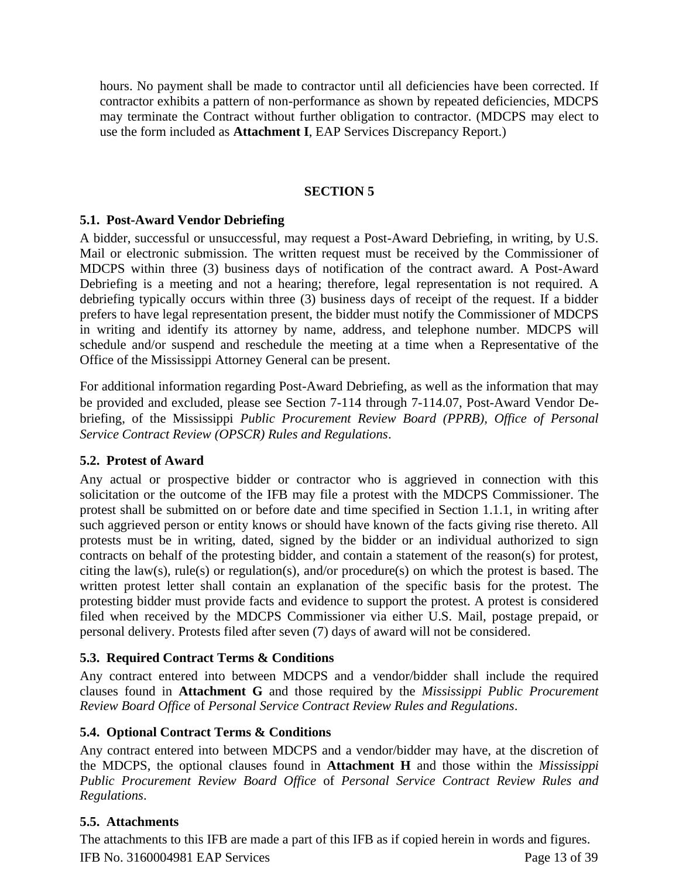hours. No payment shall be made to contractor until all deficiencies have been corrected. If contractor exhibits a pattern of non-performance as shown by repeated deficiencies, MDCPS may terminate the Contract without further obligation to contractor. (MDCPS may elect to use the form included as **Attachment I**, EAP Services Discrepancy Report.)

## SECTION 5

### 5.1. Post-Award Vendor Debriefing

A bidder, successful or unsuccessful, may request a Post-Award Debriefing, in writing, by U.S. Mail or electronic submission. The written request must be received by the Commissioner of MDCPS within three (3) business days of notification of the contract award. A Post-Award Debriefing is a meeting and not a hearing; therefore, legal representation is not required. A debriefing typically occurs within three (3) business days of receipt of the request. If a bidder prefers to have legal representation present, the bidder must notify the Commissioner of MDCPS in writing and identify its attorney by name, address, and telephone number. MDCPS will schedule and/or suspend and reschedule the meeting at a time when a Representative of the Office of the Mississippi Attorney General can be present.

For additional information regarding Post-Award Debriefing, as well as the information that may be provided and excluded, please see Section 7-114 through 7-114.07, Post-Award Vendor De-briefing, of the Mississippi *Public Procurement Review Board (PPRB), Office of Personal Service Contract Review (OPSCR) Rules and Regulations*.

### 5.2. Protest of Award

Any actual or prospective bidder or contractor who is aggrieved in connection with this solicitation or the outcome of the IFB may file a protest with the MDCPS Commissioner. The protest shall be submitted on or before date and time specified in Section 1.1.1, in writing after such aggrieved person or entity knows or should have known of the facts giving rise thereto. All protests must be in writing, dated, signed by the bidder or an individual authorized to sign contracts on behalf of the protesting bidder, and contain a statement of the reason(s) for protest, citing the law(s), rule(s) or regulation(s), and/or procedure(s) on which the protest is based. The written protest letter shall contain an explanation of the specific basis for the protest. The protesting bidder must provide facts and evidence to support the protest. A protest is considered filed when received by the MDCPS Commissioner via either U.S. Mail, postage prepaid, or personal delivery. Protests filed after seven (7) days of award will not be considered.

### 5.3. Required Contract Terms & Conditions

Any contract entered into between MDCPS and a vendor/bidder shall include the required clauses found in **Attachment G** and those required by the *Mississippi Public Procurement Review Board Office* of *Personal Service Contract Review Rules and Regulations*.

### 5.4. Optional Contract Terms & Conditions

Any contract entered into between MDCPS and a vendor/bidder may have, at the discretion of the MDCPS, the optional clauses found in **Attachment H** and those within the *Mississippi Public Procurement Review Board Office* of *Personal Service Contract Review Rules and Regulations*.

### 5.5. Attachments

The attachments to this IFB are made a part of this IFB as if copied herein in words and figures.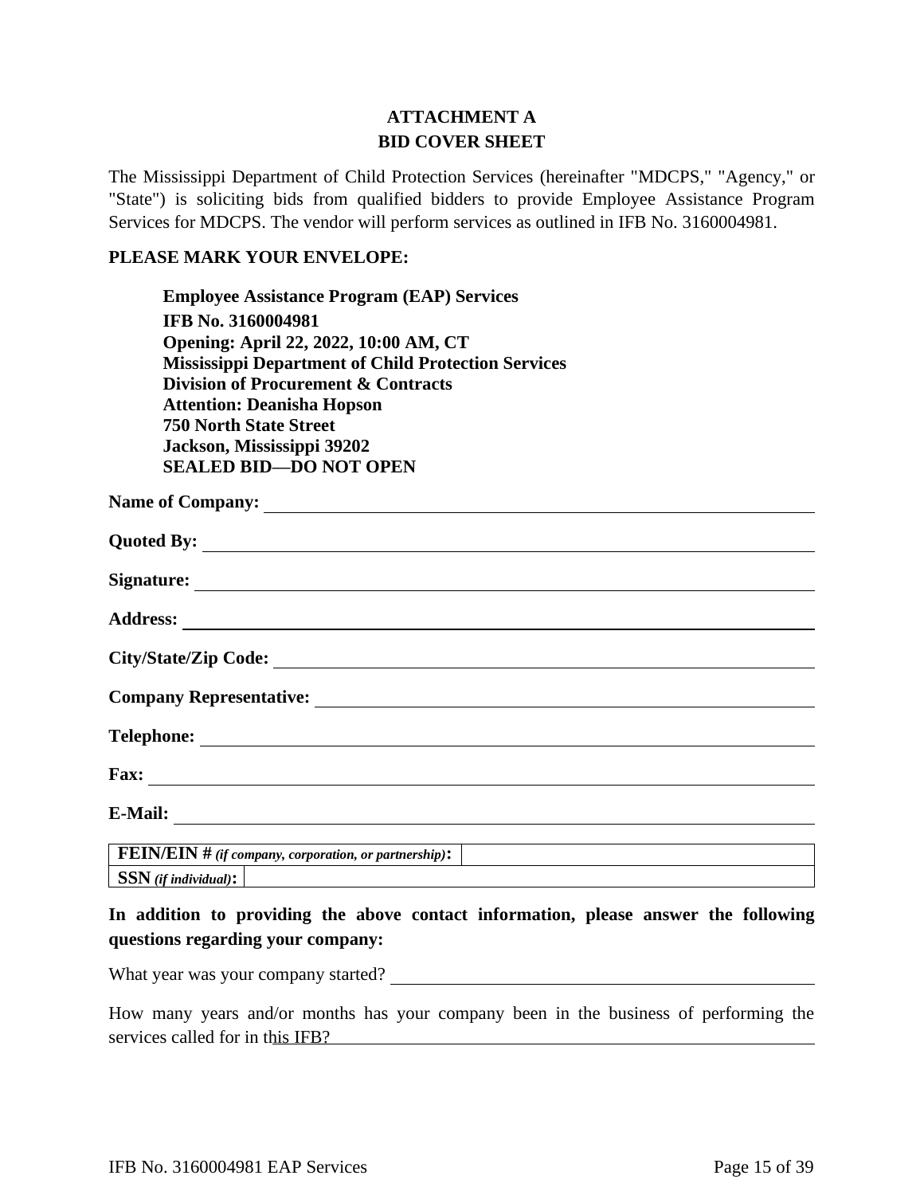## ATTACHMENT A
## BID COVER SHEET

The Mississippi Department of Child Protection Services (hereinafter "MDCPS," "Agency," or "State") is soliciting bids from qualified bidders to provide Employee Assistance Program Services for MDCPS. The vendor will perform services as outlined in IFB No. 3160004981.

**PLEASE MARK YOUR ENVELOPE:**

> **Employee Assistance Program (EAP) Services**
> **IFB No. 3160004981**
> **Opening: April 22, 2022, 10:00 AM, CT**
> **Mississippi Department of Child Protection Services**
> **Division of Procurement & Contracts**
> **Attention: Deanisha Hopson**
> **750 North State Street**
> **Jackson, Mississippi 39202**
> **SEALED BID—DO NOT OPEN**

**Name of Company:** ______________________________

**Quoted By:** ______________________________

**Signature:** ______________________________

**Address:** ______________________________

**City/State/Zip Code:** ______________________________

**Company Representative:** ______________________________

**Telephone:** ______________________________

**Fax:** ______________________________

**E-Mail:** ______________________________

| **FEIN/EIN #** *(if company, corporation, or partnership)*: | |
|---|---|
| **SSN** *(if individual)*: | |

**In addition to providing the above contact information, please answer the following questions regarding your company:**

What year was your company started? ______________________________

How many years and/or months has your company been in the business of performing the services called for in this IFB? ______________________________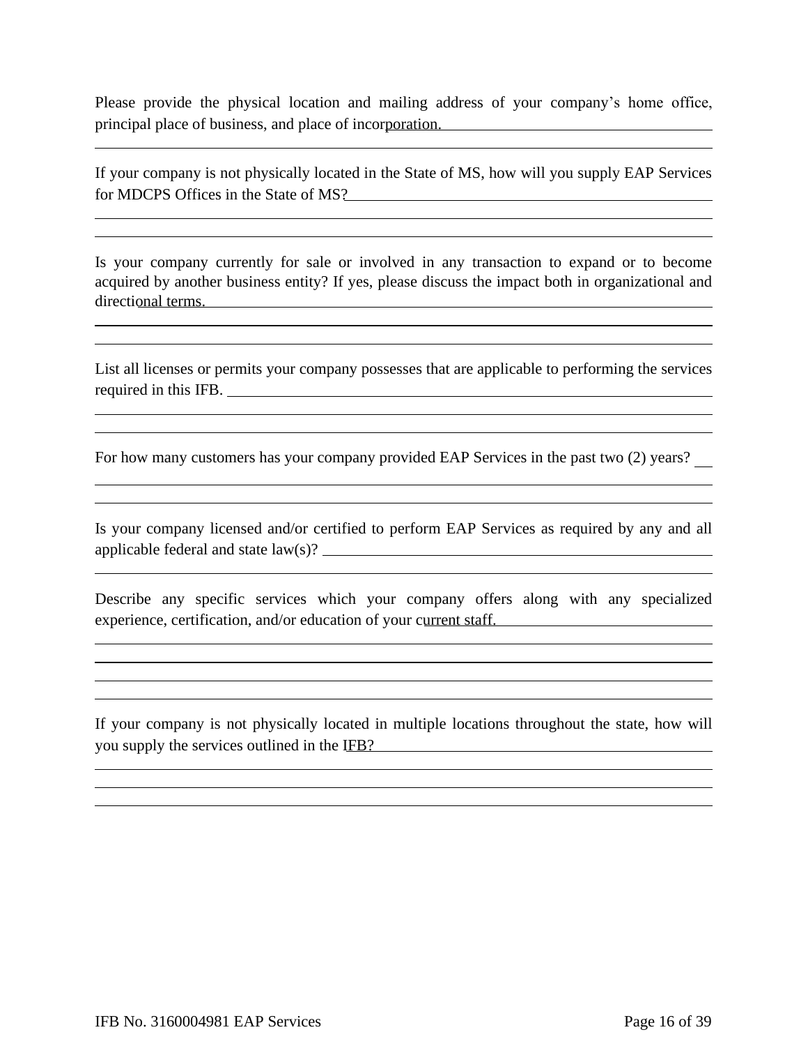Please provide the physical location and mailing address of your company's home office, principal place of business, and place of incorporation. ______________________________

______________________________________________________________________________

If your company is not physically located in the State of MS, how will you supply EAP Services for MDCPS Offices in the State of MS? ______________________________

______________________________________________________________________________

______________________________________________________________________________

Is your company currently for sale or involved in any transaction to expand or to become acquired by another business entity? If yes, please discuss the impact both in organizational and directional terms. ______________________________

______________________________________________________________________________

______________________________________________________________________________

List all licenses or permits your company possesses that are applicable to performing the services required in this IFB. ______________________________

______________________________________________________________________________

______________________________________________________________________________

For how many customers has your company provided EAP Services in the past two (2) years? ___

______________________________________________________________________________

______________________________________________________________________________

Is your company licensed and/or certified to perform EAP Services as required by any and all applicable federal and state law(s)? ______________________________

______________________________________________________________________________

Describe any specific services which your company offers along with any specialized experience, certification, and/or education of your current staff. ______________________________

______________________________________________________________________________

______________________________________________________________________________

______________________________________________________________________________

______________________________________________________________________________

If your company is not physically located in multiple locations throughout the state, how will you supply the services outlined in the IFB? ______________________________

______________________________________________________________________________

______________________________________________________________________________

______________________________________________________________________________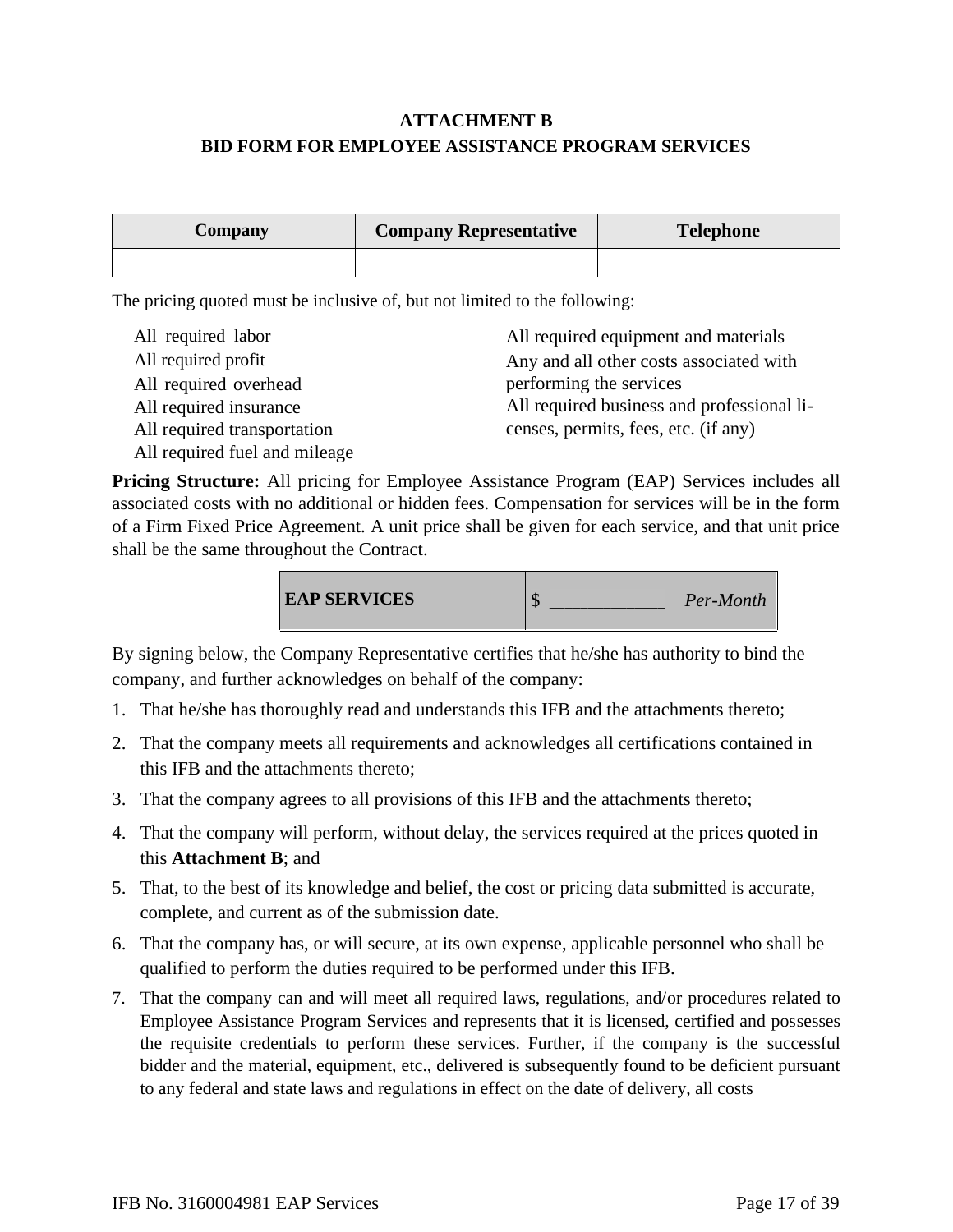# ATTACHMENT B
## BID FORM FOR EMPLOYEE ASSISTANCE PROGRAM SERVICES

| Company | Company Representative | Telephone |
|---|---|---|
| | | |

The pricing quoted must be inclusive of, but not limited to the following:

- All required labor
- All required profit
- All required overhead
- All required insurance
- All required transportation
- All required fuel and mileage
- All required equipment and materials
- Any and all other costs associated with performing the services
- All required business and professional licenses, permits, fees, etc. (if any)

**Pricing Structure:** All pricing for Employee Assistance Program (EAP) Services includes all associated costs with no additional or hidden fees. Compensation for services will be in the form of a Firm Fixed Price Agreement. A unit price shall be given for each service, and that unit price shall be the same throughout the Contract.

| **EAP SERVICES** | $ ____________ *Per-Month* |
|---|---|

By signing below, the Company Representative certifies that he/she has authority to bind the company, and further acknowledges on behalf of the company:

1. That he/she has thoroughly read and understands this IFB and the attachments thereto;
2. That the company meets all requirements and acknowledges all certifications contained in this IFB and the attachments thereto;
3. That the company agrees to all provisions of this IFB and the attachments thereto;
4. That the company will perform, without delay, the services required at the prices quoted in this **Attachment B**; and
5. That, to the best of its knowledge and belief, the cost or pricing data submitted is accurate, complete, and current as of the submission date.
6. That the company has, or will secure, at its own expense, applicable personnel who shall be qualified to perform the duties required to be performed under this IFB.
7. That the company can and will meet all required laws, regulations, and/or procedures related to Employee Assistance Program Services and represents that it is licensed, certified and possesses the requisite credentials to perform these services. Further, if the company is the successful bidder and the material, equipment, etc., delivered is subsequently found to be deficient pursuant to any federal and state laws and regulations in effect on the date of delivery, all costs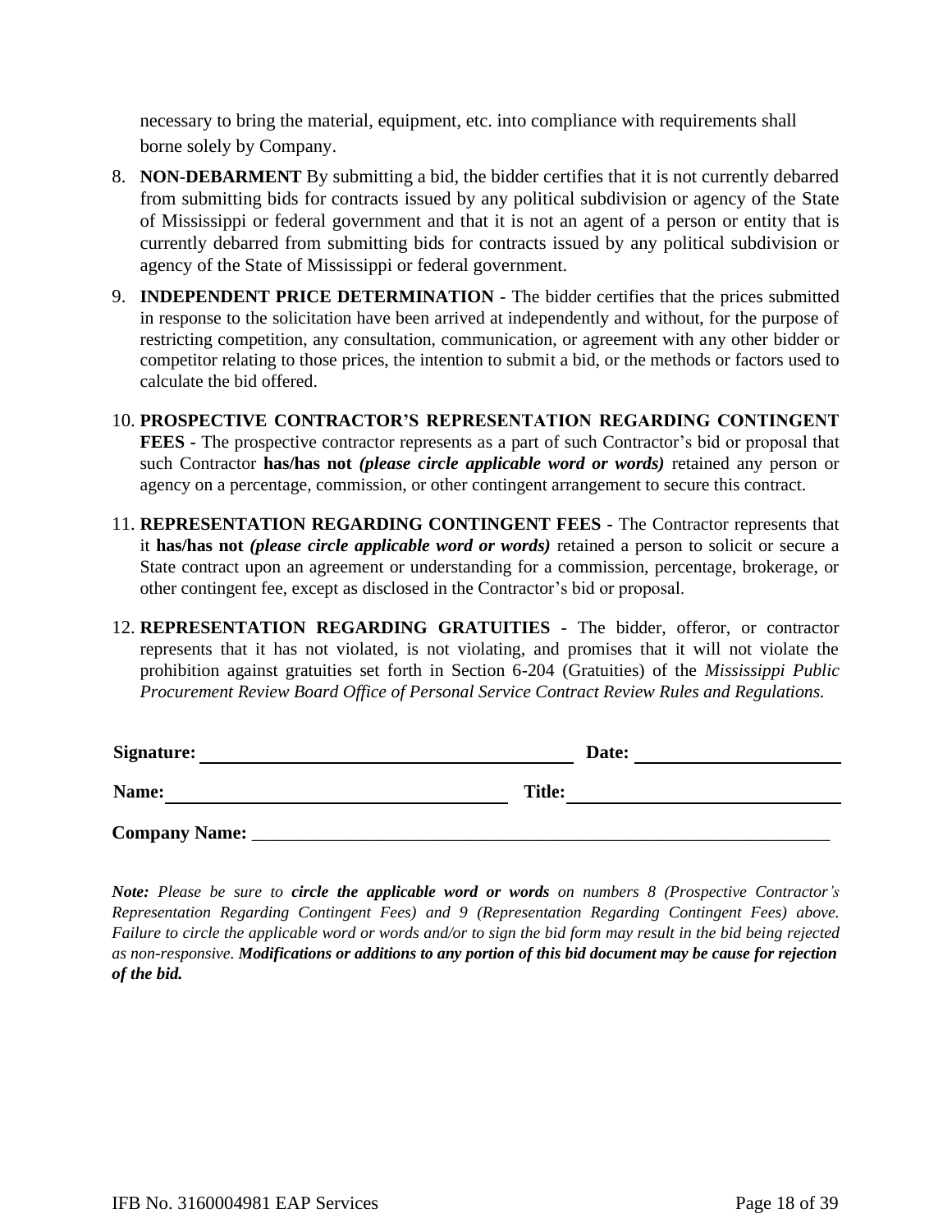necessary to bring the material, equipment, etc. into compliance with requirements shall borne solely by Company.

8. **NON-DEBARMENT** By submitting a bid, the bidder certifies that it is not currently debarred from submitting bids for contracts issued by any political subdivision or agency of the State of Mississippi or federal government and that it is not an agent of a person or entity that is currently debarred from submitting bids for contracts issued by any political subdivision or agency of the State of Mississippi or federal government.

9. **INDEPENDENT PRICE DETERMINATION** - The bidder certifies that the prices submitted in response to the solicitation have been arrived at independently and without, for the purpose of restricting competition, any consultation, communication, or agreement with any other bidder or competitor relating to those prices, the intention to submit a bid, or the methods or factors used to calculate the bid offered.

10. **PROSPECTIVE CONTRACTOR'S REPRESENTATION REGARDING CONTINGENT FEES** - The prospective contractor represents as a part of such Contractor's bid or proposal that such Contractor **has/has not** ***(please circle applicable word or words)*** retained any person or agency on a percentage, commission, or other contingent arrangement to secure this contract.

11. **REPRESENTATION REGARDING CONTINGENT FEES** - The Contractor represents that it **has/has not** ***(please circle applicable word or words)*** retained a person to solicit or secure a State contract upon an agreement or understanding for a commission, percentage, brokerage, or other contingent fee, except as disclosed in the Contractor's bid or proposal.

12. **REPRESENTATION REGARDING GRATUITIES** - The bidder, offeror, or contractor represents that it has not violated, is not violating, and promises that it will not violate the prohibition against gratuities set forth in Section 6-204 (Gratuities) of the *Mississippi Public Procurement Review Board Office of Personal Service Contract Review Rules and Regulations.*

**Signature:** ________________________________ **Date:** ____________________

**Name:** ________________________________ **Title:** ________________________

**Company Name:** ______________________________________________________________

***Note:*** *Please be sure to* ***circle the applicable word or words*** *on numbers 8 (Prospective Contractor's Representation Regarding Contingent Fees) and 9 (Representation Regarding Contingent Fees) above. Failure to circle the applicable word or words and/or to sign the bid form may result in the bid being rejected as non-responsive.* ***Modifications or additions to any portion of this bid document may be cause for rejection of the bid.***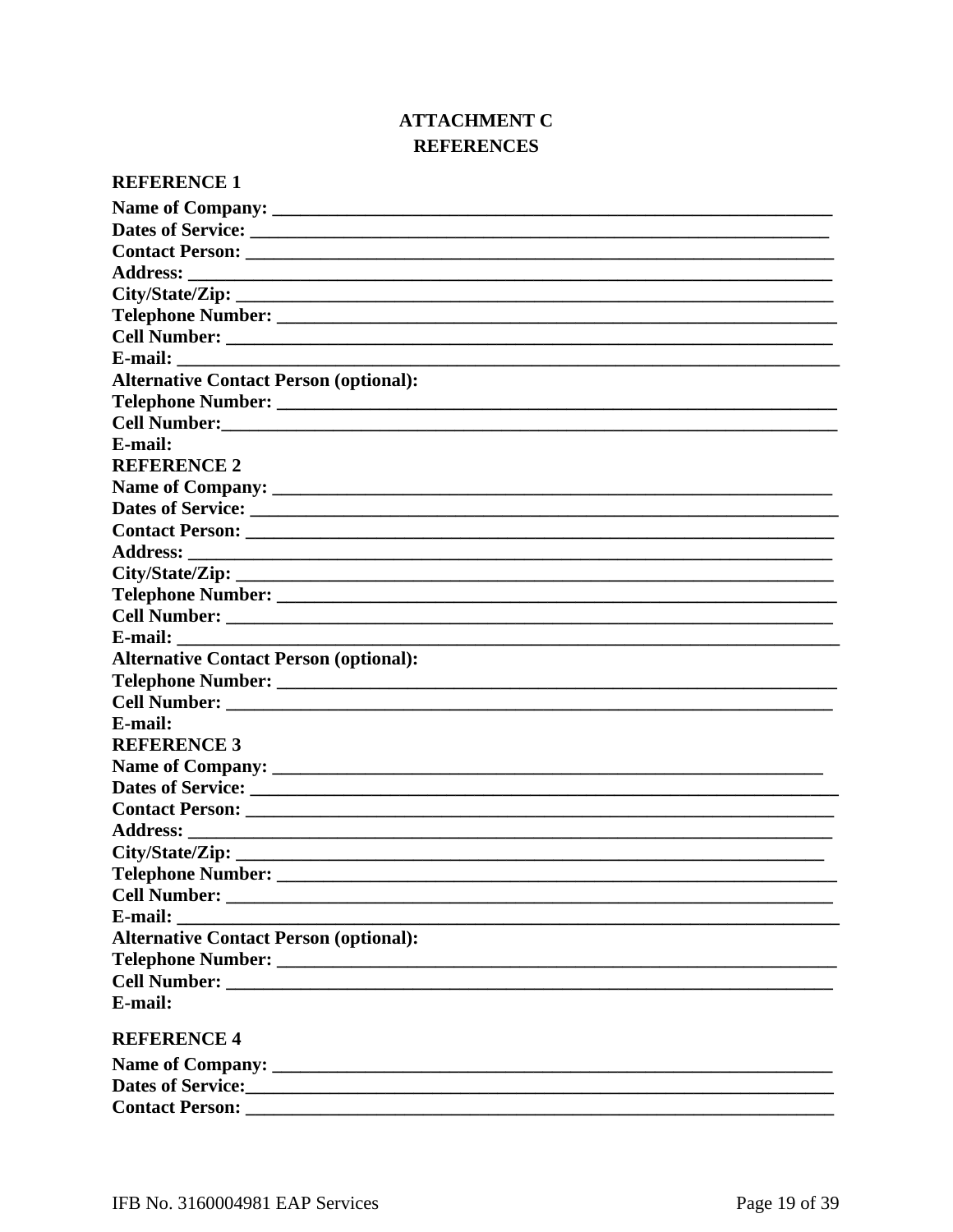# ATTACHMENT C

## REFERENCES

**REFERENCE 1**

**Name of Company:** ____________________________________________________________

**Dates of Service:** ____________________________________________________________

**Contact Person:** ____________________________________________________________

**Address:** ____________________________________________________________

**City/State/Zip:** ____________________________________________________________

**Telephone Number:** ____________________________________________________________

**Cell Number:** ____________________________________________________________

**E-mail:** ____________________________________________________________

**Alternative Contact Person (optional):**

**Telephone Number:** ____________________________________________________________

**Cell Number:**____________________________________________________________

**E-mail:**

**REFERENCE 2**

**Name of Company:** ____________________________________________________________

**Dates of Service:** ____________________________________________________________

**Contact Person:** ____________________________________________________________

**Address:** ____________________________________________________________

**City/State/Zip:** ____________________________________________________________

**Telephone Number:** ____________________________________________________________

**Cell Number:** ____________________________________________________________

**E-mail:** ____________________________________________________________

**Alternative Contact Person (optional):**

**Telephone Number:** ____________________________________________________________

**Cell Number:** ____________________________________________________________

**E-mail:**

**REFERENCE 3**

**Name of Company:** ____________________________________________________________

**Dates of Service:** ____________________________________________________________

**Contact Person:** ____________________________________________________________

**Address:** ____________________________________________________________

**City/State/Zip:** ____________________________________________________________

**Telephone Number:** ____________________________________________________________

**Cell Number:** ____________________________________________________________

**E-mail:** ____________________________________________________________

**Alternative Contact Person (optional):**

**Telephone Number:** ____________________________________________________________

**Cell Number:** ____________________________________________________________

**E-mail:**

**REFERENCE 4**

**Name of Company:** ____________________________________________________________

**Dates of Service:**____________________________________________________________

**Contact Person:** ____________________________________________________________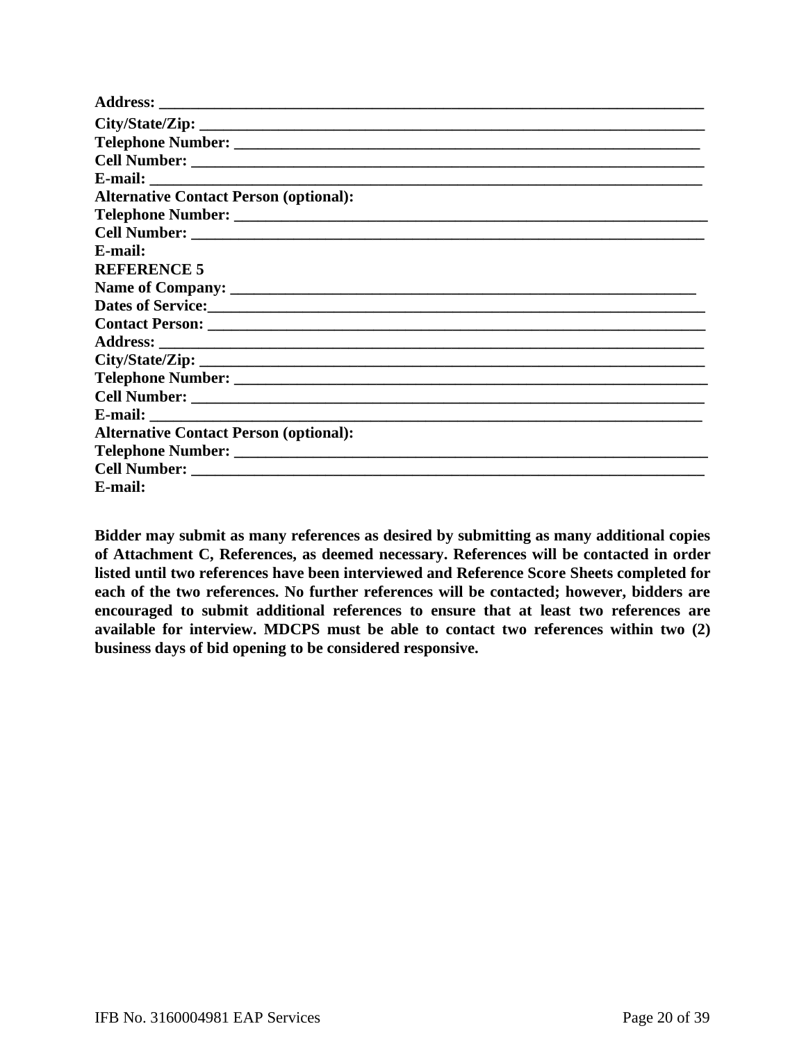**Address: ___________________________________________________________________**
**City/State/Zip: ______________________________________________________________**
**Telephone Number: _________________________________________________________**
**Cell Number: ________________________________________________________________**
**E-mail: _____________________________________________________________________**
**Alternative Contact Person (optional):**
**Telephone Number: __________________________________________________________**
**Cell Number: ________________________________________________________________**
**E-mail:**

**REFERENCE 5**

**Name of Company: ___________________________________________________________**
**Dates of Service:____________________________________________________________**
**Contact Person: _____________________________________________________________**
**Address: ____________________________________________________________________**
**City/State/Zip: ______________________________________________________________**
**Telephone Number: __________________________________________________________**
**Cell Number: ________________________________________________________________**
**E-mail: _____________________________________________________________________**
**Alternative Contact Person (optional):**
**Telephone Number: __________________________________________________________**
**Cell Number: ________________________________________________________________**
**E-mail:**

**Bidder may submit as many references as desired by submitting as many additional copies of Attachment C, References, as deemed necessary. References will be contacted in order listed until two references have been interviewed and Reference Score Sheets completed for each of the two references. No further references will be contacted; however, bidders are encouraged to submit additional references to ensure that at least two references are available for interview. MDCPS must be able to contact two references within two (2) business days of bid opening to be considered responsive.**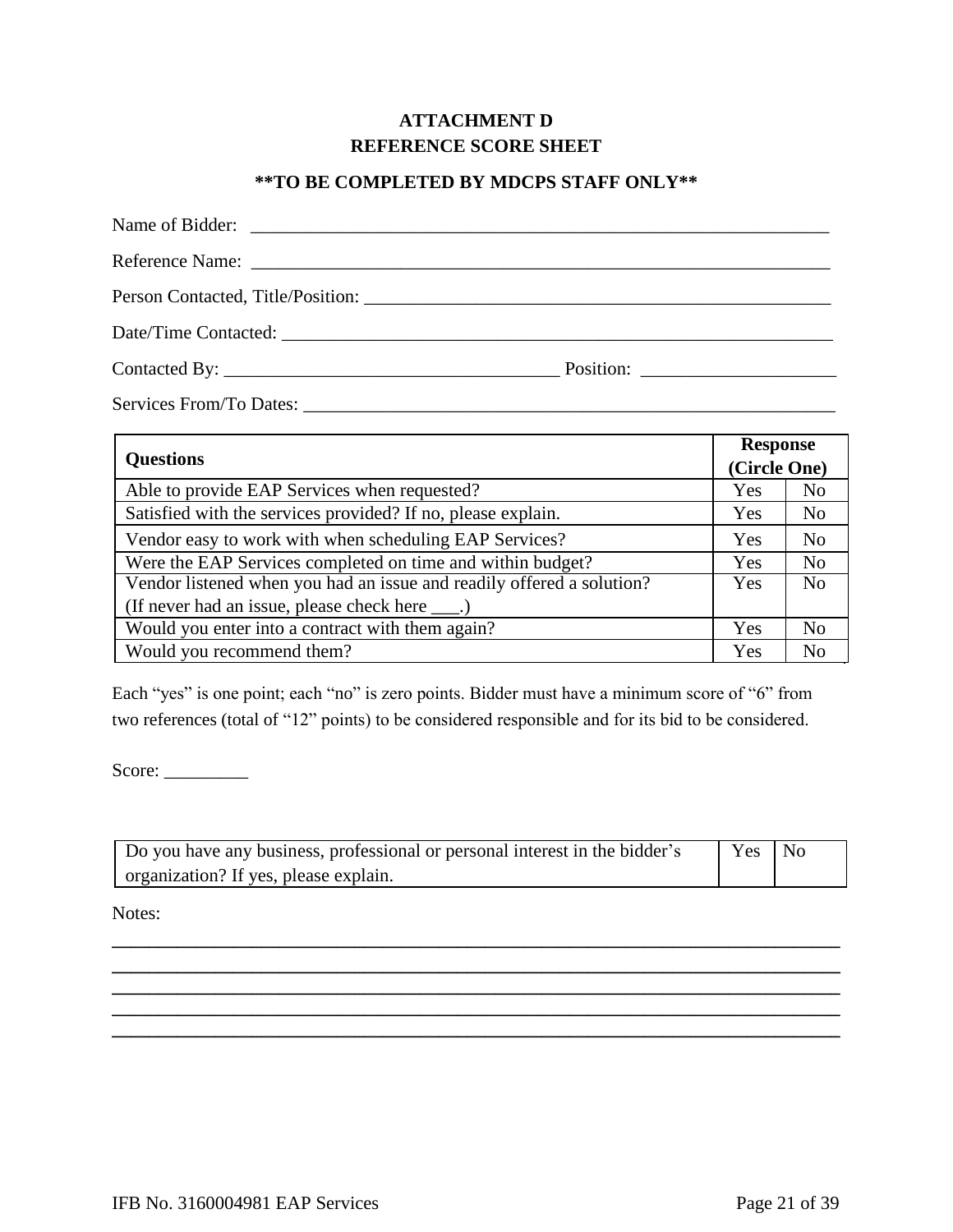# ATTACHMENT D
# REFERENCE SCORE SHEET

**\*\*TO BE COMPLETED BY MDCPS STAFF ONLY\*\***

Name of Bidder: _______________________________________________________________

Reference Name: _______________________________________________________________

Person Contacted, Title/Position: ___________________________________________________

Date/Time Contacted: __________________________________________________________

Contacted By: ___________________________________ Position: ____________________

Services From/To Dates: ________________________________________________________

| Questions | Response (Circle One) | |
|---|---|---|
| Able to provide EAP Services when requested? | Yes | No |
| Satisfied with the services provided? If no, please explain. | Yes | No |
| Vendor easy to work with when scheduling EAP Services? | Yes | No |
| Were the EAP Services completed on time and within budget? | Yes | No |
| Vendor listened when you had an issue and readily offered a solution? (If never had an issue, please check here ___.) | Yes | No |
| Would you enter into a contract with them again? | Yes | No |
| Would you recommend them? | Yes | No |

Each "yes" is one point; each "no" is zero points. Bidder must have a minimum score of "6" from two references (total of "12" points) to be considered responsible and for its bid to be considered.

Score: _________

| Do you have any business, professional or personal interest in the bidder's organization? If yes, please explain. | Yes | No |
|---|---|---|

Notes:

_____________________________________________________________________________

_____________________________________________________________________________

_____________________________________________________________________________

_____________________________________________________________________________

_____________________________________________________________________________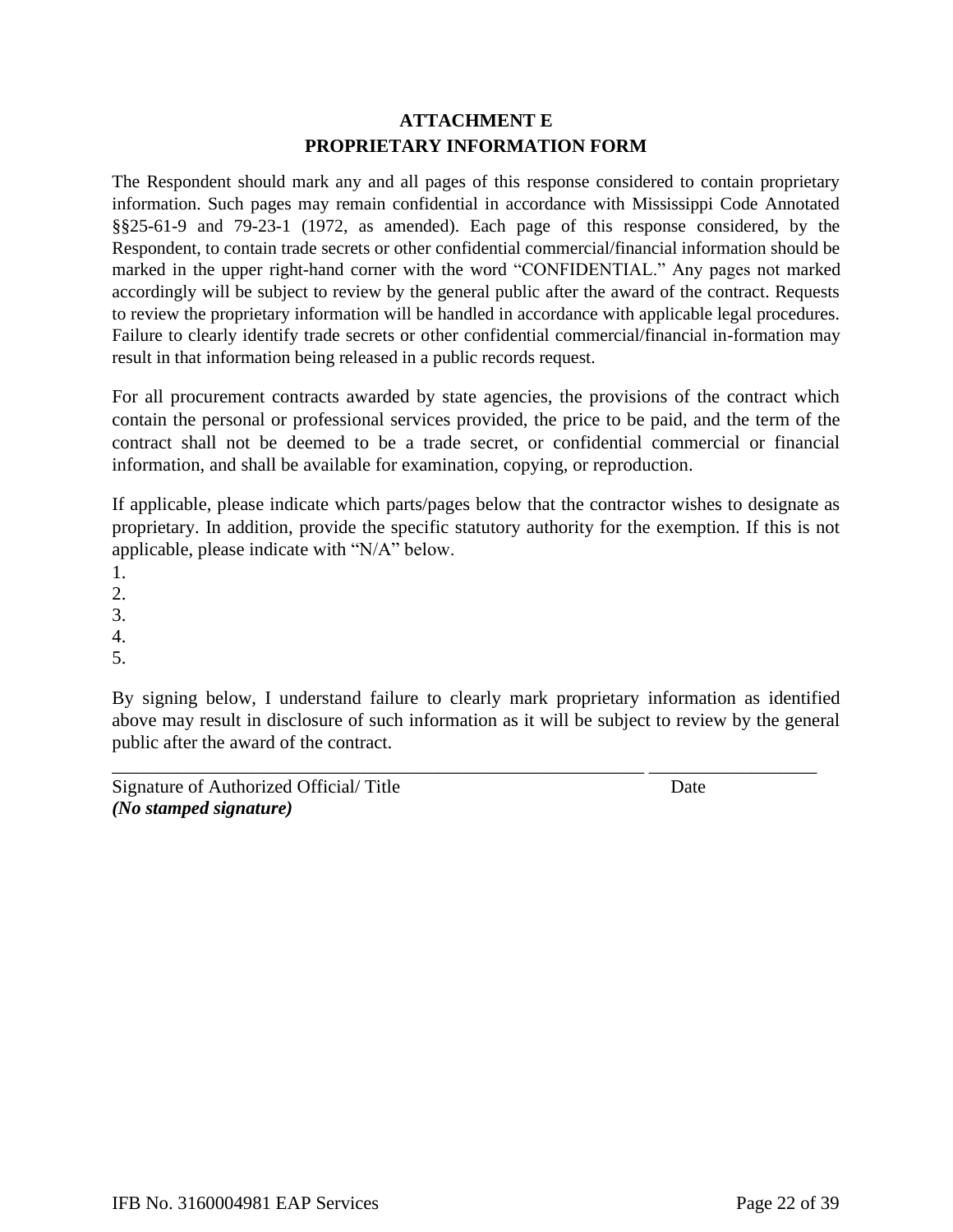## ATTACHMENT E
## PROPRIETARY INFORMATION FORM

The Respondent should mark any and all pages of this response considered to contain proprietary information. Such pages may remain confidential in accordance with Mississippi Code Annotated §§25-61-9 and 79-23-1 (1972, as amended). Each page of this response considered, by the Respondent, to contain trade secrets or other confidential commercial/financial information should be marked in the upper right-hand corner with the word "CONFIDENTIAL." Any pages not marked accordingly will be subject to review by the general public after the award of the contract. Requests to review the proprietary information will be handled in accordance with applicable legal procedures. Failure to clearly identify trade secrets or other confidential commercial/financial in-formation may result in that information being released in a public records request.

For all procurement contracts awarded by state agencies, the provisions of the contract which contain the personal or professional services provided, the price to be paid, and the term of the contract shall not be deemed to be a trade secret, or confidential commercial or financial information, and shall be available for examination, copying, or reproduction.

If applicable, please indicate which parts/pages below that the contractor wishes to designate as proprietary. In addition, provide the specific statutory authority for the exemption. If this is not applicable, please indicate with "N/A" below.

1.
2.
3.
4.
5.

By signing below, I understand failure to clearly mark proprietary information as identified above may result in disclosure of such information as it will be subject to review by the general public after the award of the contract.

\_\_\_\_\_\_\_\_\_\_\_\_\_\_\_\_\_\_\_\_\_\_\_\_\_\_\_\_\_\_\_\_\_\_\_\_\_\_\_\_\_\_\_\_\_\_\_\_\_\_\_\_\_\_\_\_ \_\_\_\_\_\_\_\_\_\_\_\_\_\_\_\_\_\_\_

Signature of Authorized Official/ Title                                                        Date

***(No stamped signature)***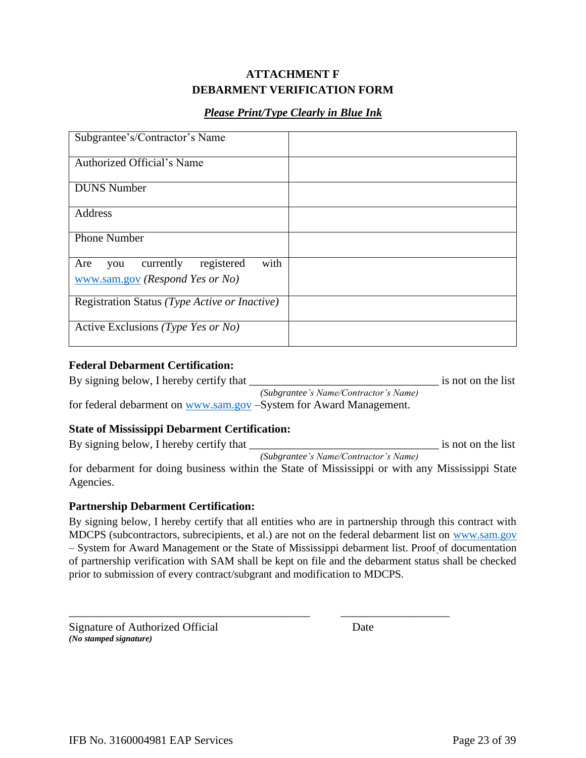# ATTACHMENT F
# DEBARMENT VERIFICATION FORM

***Please Print/Type Clearly in Blue Ink***

| | |
|---|---|
| Subgrantee's/Contractor's Name | |
| Authorized Official's Name | |
| DUNS Number | |
| Address | |
| Phone Number | |
| Are you currently registered with www.sam.gov *(Respond Yes or No)* | |
| Registration Status *(Type Active or Inactive)* | |
| Active Exclusions *(Type Yes or No)* | |

**Federal Debarment Certification:**

By signing below, I hereby certify that ________________________________ is not on the list
*(Subgrantee's Name/Contractor's Name)*
for federal debarment on www.sam.gov –System for Award Management.

**State of Mississippi Debarment Certification:**

By signing below, I hereby certify that ________________________________ is not on the list
*(Subgrantee's Name/Contractor's Name)*
for debarment for doing business within the State of Mississippi or with any Mississippi State Agencies.

**Partnership Debarment Certification:**

By signing below, I hereby certify that all entities who are in partnership through this contract with MDCPS (subcontractors, subrecipients, et al.) are not on the federal debarment list on www.sam.gov – System for Award Management or the State of Mississippi debarment list. Proof of documentation of partnership verification with SAM shall be kept on file and the debarment status shall be checked prior to submission of every contract/subgrant and modification to MDCPS.

_____________________________________________ ____________________

Signature of Authorized Official Date
***(No stamped signature)***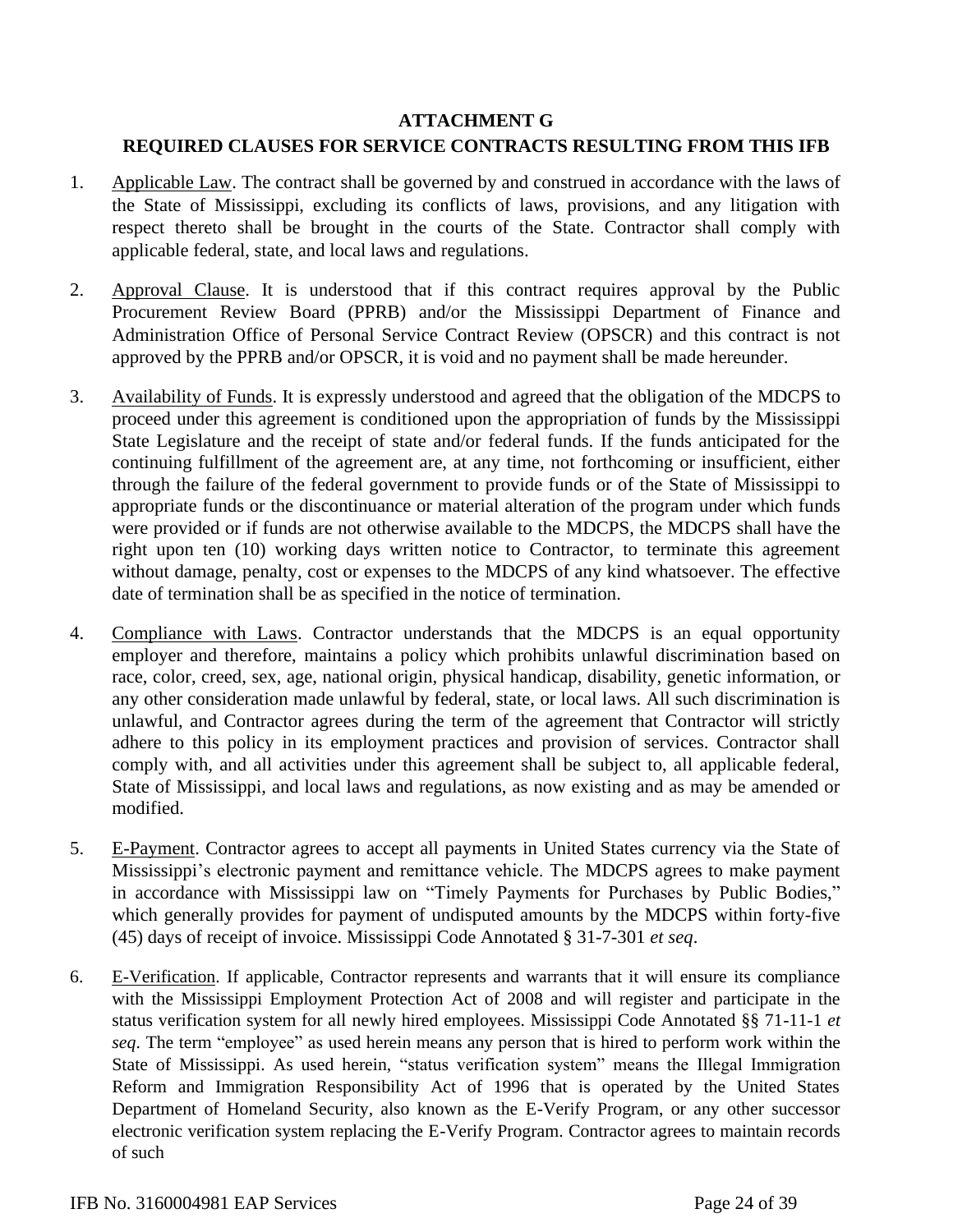# ATTACHMENT G

## REQUIRED CLAUSES FOR SERVICE CONTRACTS RESULTING FROM THIS IFB

1. Applicable Law. The contract shall be governed by and construed in accordance with the laws of the State of Mississippi, excluding its conflicts of laws, provisions, and any litigation with respect thereto shall be brought in the courts of the State. Contractor shall comply with applicable federal, state, and local laws and regulations.

2. Approval Clause. It is understood that if this contract requires approval by the Public Procurement Review Board (PPRB) and/or the Mississippi Department of Finance and Administration Office of Personal Service Contract Review (OPSCR) and this contract is not approved by the PPRB and/or OPSCR, it is void and no payment shall be made hereunder.

3. Availability of Funds. It is expressly understood and agreed that the obligation of the MDCPS to proceed under this agreement is conditioned upon the appropriation of funds by the Mississippi State Legislature and the receipt of state and/or federal funds. If the funds anticipated for the continuing fulfillment of the agreement are, at any time, not forthcoming or insufficient, either through the failure of the federal government to provide funds or of the State of Mississippi to appropriate funds or the discontinuance or material alteration of the program under which funds were provided or if funds are not otherwise available to the MDCPS, the MDCPS shall have the right upon ten (10) working days written notice to Contractor, to terminate this agreement without damage, penalty, cost or expenses to the MDCPS of any kind whatsoever. The effective date of termination shall be as specified in the notice of termination.

4. Compliance with Laws. Contractor understands that the MDCPS is an equal opportunity employer and therefore, maintains a policy which prohibits unlawful discrimination based on race, color, creed, sex, age, national origin, physical handicap, disability, genetic information, or any other consideration made unlawful by federal, state, or local laws. All such discrimination is unlawful, and Contractor agrees during the term of the agreement that Contractor will strictly adhere to this policy in its employment practices and provision of services. Contractor shall comply with, and all activities under this agreement shall be subject to, all applicable federal, State of Mississippi, and local laws and regulations, as now existing and as may be amended or modified.

5. E-Payment. Contractor agrees to accept all payments in United States currency via the State of Mississippi's electronic payment and remittance vehicle. The MDCPS agrees to make payment in accordance with Mississippi law on "Timely Payments for Purchases by Public Bodies," which generally provides for payment of undisputed amounts by the MDCPS within forty-five (45) days of receipt of invoice. Mississippi Code Annotated § 31-7-301 *et seq*.

6. E-Verification. If applicable, Contractor represents and warrants that it will ensure its compliance with the Mississippi Employment Protection Act of 2008 and will register and participate in the status verification system for all newly hired employees. Mississippi Code Annotated §§ 71-11-1 *et seq*. The term "employee" as used herein means any person that is hired to perform work within the State of Mississippi. As used herein, "status verification system" means the Illegal Immigration Reform and Immigration Responsibility Act of 1996 that is operated by the United States Department of Homeland Security, also known as the E-Verify Program, or any other successor electronic verification system replacing the E-Verify Program. Contractor agrees to maintain records of such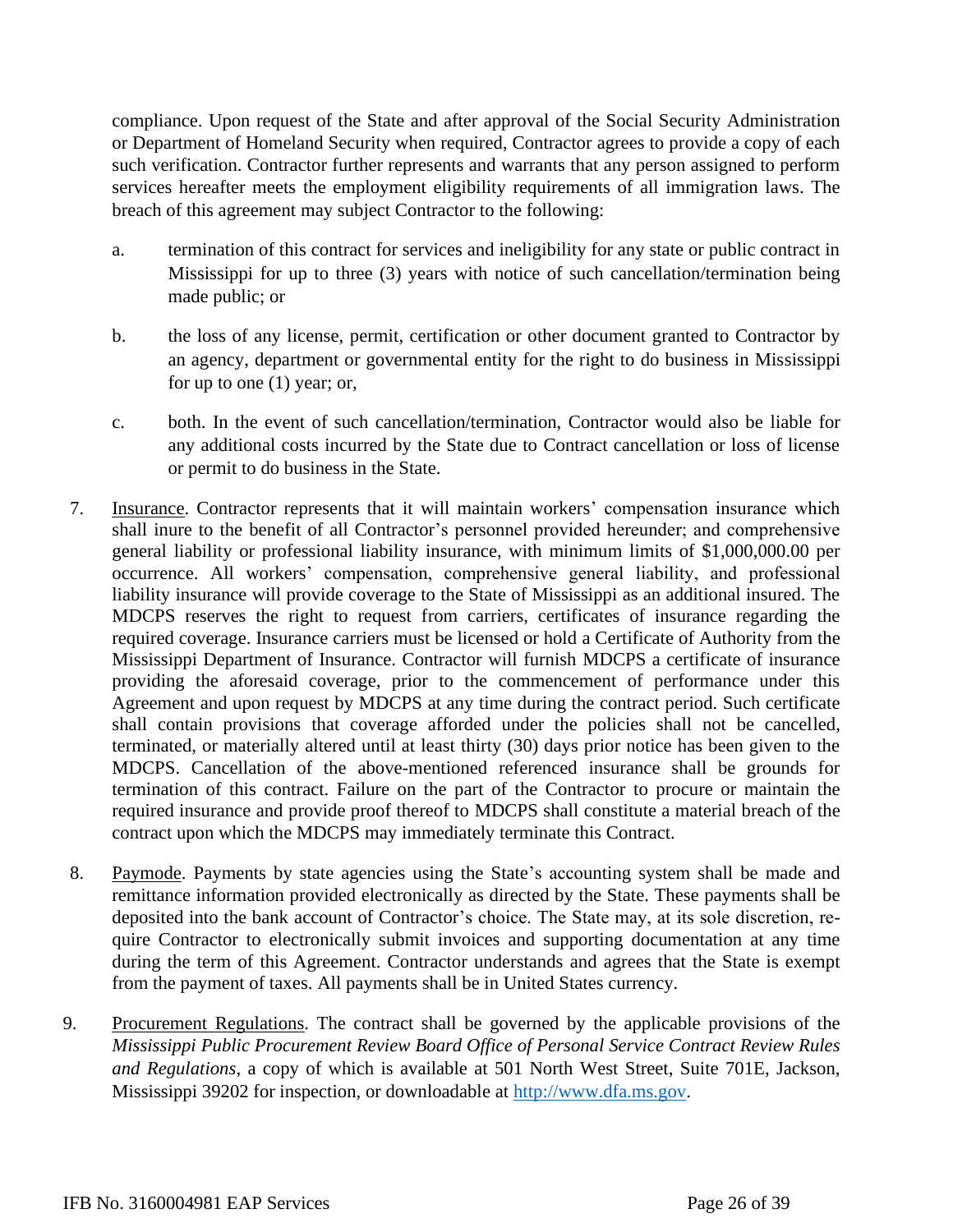compliance. Upon request of the State and after approval of the Social Security Administration or Department of Homeland Security when required, Contractor agrees to provide a copy of each such verification. Contractor further represents and warrants that any person assigned to perform services hereafter meets the employment eligibility requirements of all immigration laws. The breach of this agreement may subject Contractor to the following:

a. termination of this contract for services and ineligibility for any state or public contract in Mississippi for up to three (3) years with notice of such cancellation/termination being made public; or

b. the loss of any license, permit, certification or other document granted to Contractor by an agency, department or governmental entity for the right to do business in Mississippi for up to one (1) year; or,

c. both. In the event of such cancellation/termination, Contractor would also be liable for any additional costs incurred by the State due to Contract cancellation or loss of license or permit to do business in the State.

7. Insurance. Contractor represents that it will maintain workers' compensation insurance which shall inure to the benefit of all Contractor's personnel provided hereunder; and comprehensive general liability or professional liability insurance, with minimum limits of $1,000,000.00 per occurrence. All workers' compensation, comprehensive general liability, and professional liability insurance will provide coverage to the State of Mississippi as an additional insured. The MDCPS reserves the right to request from carriers, certificates of insurance regarding the required coverage. Insurance carriers must be licensed or hold a Certificate of Authority from the Mississippi Department of Insurance. Contractor will furnish MDCPS a certificate of insurance providing the aforesaid coverage, prior to the commencement of performance under this Agreement and upon request by MDCPS at any time during the contract period. Such certificate shall contain provisions that coverage afforded under the policies shall not be cancelled, terminated, or materially altered until at least thirty (30) days prior notice has been given to the MDCPS. Cancellation of the above-mentioned referenced insurance shall be grounds for termination of this contract. Failure on the part of the Contractor to procure or maintain the required insurance and provide proof thereof to MDCPS shall constitute a material breach of the contract upon which the MDCPS may immediately terminate this Contract.

8. Paymode. Payments by state agencies using the State's accounting system shall be made and remittance information provided electronically as directed by the State. These payments shall be deposited into the bank account of Contractor's choice. The State may, at its sole discretion, require Contractor to electronically submit invoices and supporting documentation at any time during the term of this Agreement. Contractor understands and agrees that the State is exempt from the payment of taxes. All payments shall be in United States currency.

9. Procurement Regulations. The contract shall be governed by the applicable provisions of the *Mississippi Public Procurement Review Board Office of Personal Service Contract Review Rules and Regulations*, a copy of which is available at 501 North West Street, Suite 701E, Jackson, Mississippi 39202 for inspection, or downloadable at http://www.dfa.ms.gov.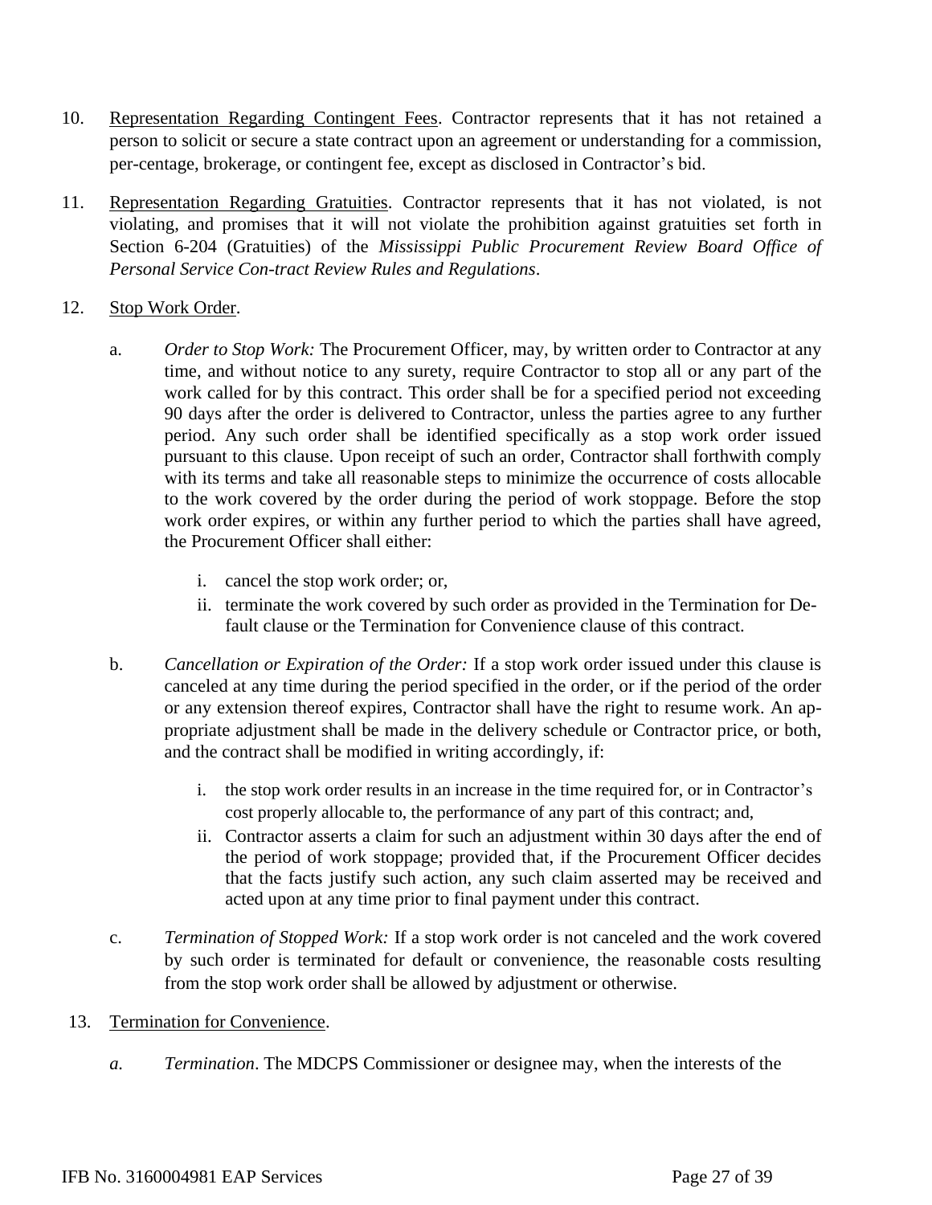10. Representation Regarding Contingent Fees. Contractor represents that it has not retained a person to solicit or secure a state contract upon an agreement or understanding for a commission, per-centage, brokerage, or contingent fee, except as disclosed in Contractor's bid.

11. Representation Regarding Gratuities. Contractor represents that it has not violated, is not violating, and promises that it will not violate the prohibition against gratuities set forth in Section 6-204 (Gratuities) of the *Mississippi Public Procurement Review Board Office of Personal Service Con-tract Review Rules and Regulations*.

12. Stop Work Order.

    a. *Order to Stop Work:* The Procurement Officer, may, by written order to Contractor at any time, and without notice to any surety, require Contractor to stop all or any part of the work called for by this contract. This order shall be for a specified period not exceeding 90 days after the order is delivered to Contractor, unless the parties agree to any further period. Any such order shall be identified specifically as a stop work order issued pursuant to this clause. Upon receipt of such an order, Contractor shall forthwith comply with its terms and take all reasonable steps to minimize the occurrence of costs allocable to the work covered by the order during the period of work stoppage. Before the stop work order expires, or within any further period to which the parties shall have agreed, the Procurement Officer shall either:

        i. cancel the stop work order; or,
        ii. terminate the work covered by such order as provided in the Termination for De-fault clause or the Termination for Convenience clause of this contract.

    b. *Cancellation or Expiration of the Order:* If a stop work order issued under this clause is canceled at any time during the period specified in the order, or if the period of the order or any extension thereof expires, Contractor shall have the right to resume work. An ap-propriate adjustment shall be made in the delivery schedule or Contractor price, or both, and the contract shall be modified in writing accordingly, if:

        i. the stop work order results in an increase in the time required for, or in Contractor's cost properly allocable to, the performance of any part of this contract; and,
        ii. Contractor asserts a claim for such an adjustment within 30 days after the end of the period of work stoppage; provided that, if the Procurement Officer decides that the facts justify such action, any such claim asserted may be received and acted upon at any time prior to final payment under this contract.

    c. *Termination of Stopped Work:* If a stop work order is not canceled and the work covered by such order is terminated for default or convenience, the reasonable costs resulting from the stop work order shall be allowed by adjustment or otherwise.

13. Termination for Convenience.

    *a.* *Termination*. The MDCPS Commissioner or designee may, when the interests of the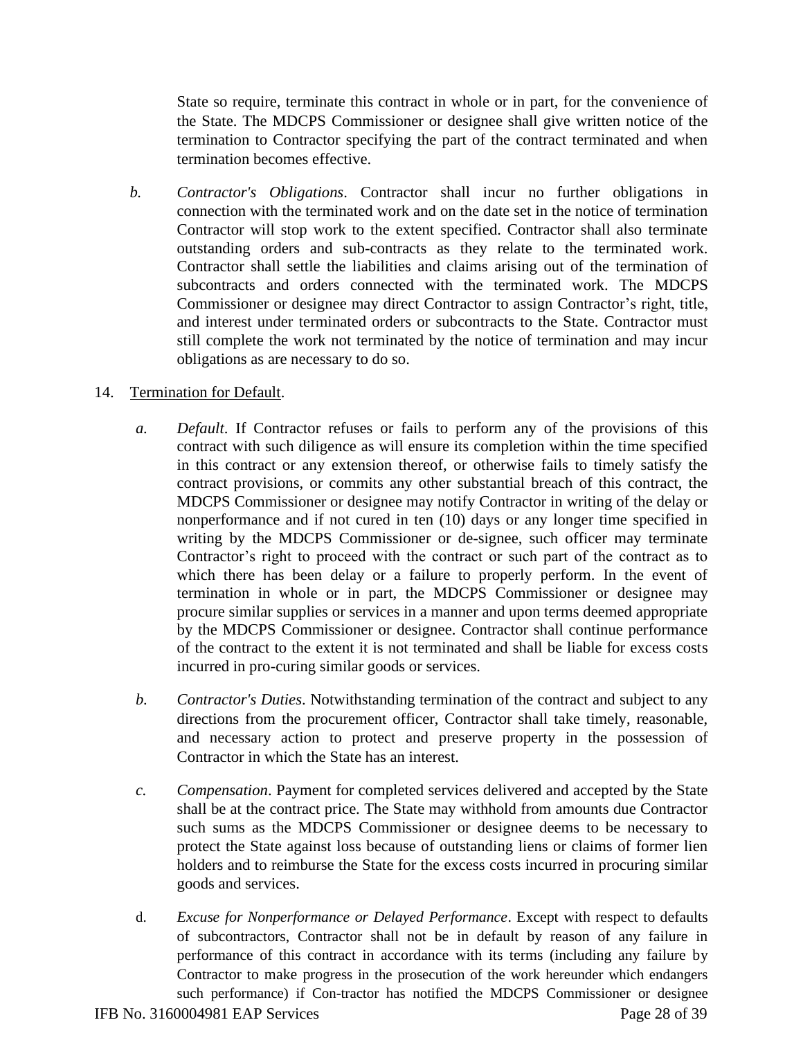State so require, terminate this contract in whole or in part, for the convenience of the State. The MDCPS Commissioner or designee shall give written notice of the termination to Contractor specifying the part of the contract terminated and when termination becomes effective.

b. *Contractor's Obligations*. Contractor shall incur no further obligations in connection with the terminated work and on the date set in the notice of termination Contractor will stop work to the extent specified. Contractor shall also terminate outstanding orders and sub-contracts as they relate to the terminated work. Contractor shall settle the liabilities and claims arising out of the termination of subcontracts and orders connected with the terminated work. The MDCPS Commissioner or designee may direct Contractor to assign Contractor's right, title, and interest under terminated orders or subcontracts to the State. Contractor must still complete the work not terminated by the notice of termination and may incur obligations as are necessary to do so.

14. Termination for Default.

a. *Default*. If Contractor refuses or fails to perform any of the provisions of this contract with such diligence as will ensure its completion within the time specified in this contract or any extension thereof, or otherwise fails to timely satisfy the contract provisions, or commits any other substantial breach of this contract, the MDCPS Commissioner or designee may notify Contractor in writing of the delay or nonperformance and if not cured in ten (10) days or any longer time specified in writing by the MDCPS Commissioner or de-signee, such officer may terminate Contractor's right to proceed with the contract or such part of the contract as to which there has been delay or a failure to properly perform. In the event of termination in whole or in part, the MDCPS Commissioner or designee may procure similar supplies or services in a manner and upon terms deemed appropriate by the MDCPS Commissioner or designee. Contractor shall continue performance of the contract to the extent it is not terminated and shall be liable for excess costs incurred in pro-curing similar goods or services.

b. *Contractor's Duties*. Notwithstanding termination of the contract and subject to any directions from the procurement officer, Contractor shall take timely, reasonable, and necessary action to protect and preserve property in the possession of Contractor in which the State has an interest.

c. *Compensation*. Payment for completed services delivered and accepted by the State shall be at the contract price. The State may withhold from amounts due Contractor such sums as the MDCPS Commissioner or designee deems to be necessary to protect the State against loss because of outstanding liens or claims of former lien holders and to reimburse the State for the excess costs incurred in procuring similar goods and services.

d. *Excuse for Nonperformance or Delayed Performance*. Except with respect to defaults of subcontractors, Contractor shall not be in default by reason of any failure in performance of this contract in accordance with its terms (including any failure by Contractor to make progress in the prosecution of the work hereunder which endangers such performance) if Con-tractor has notified the MDCPS Commissioner or designee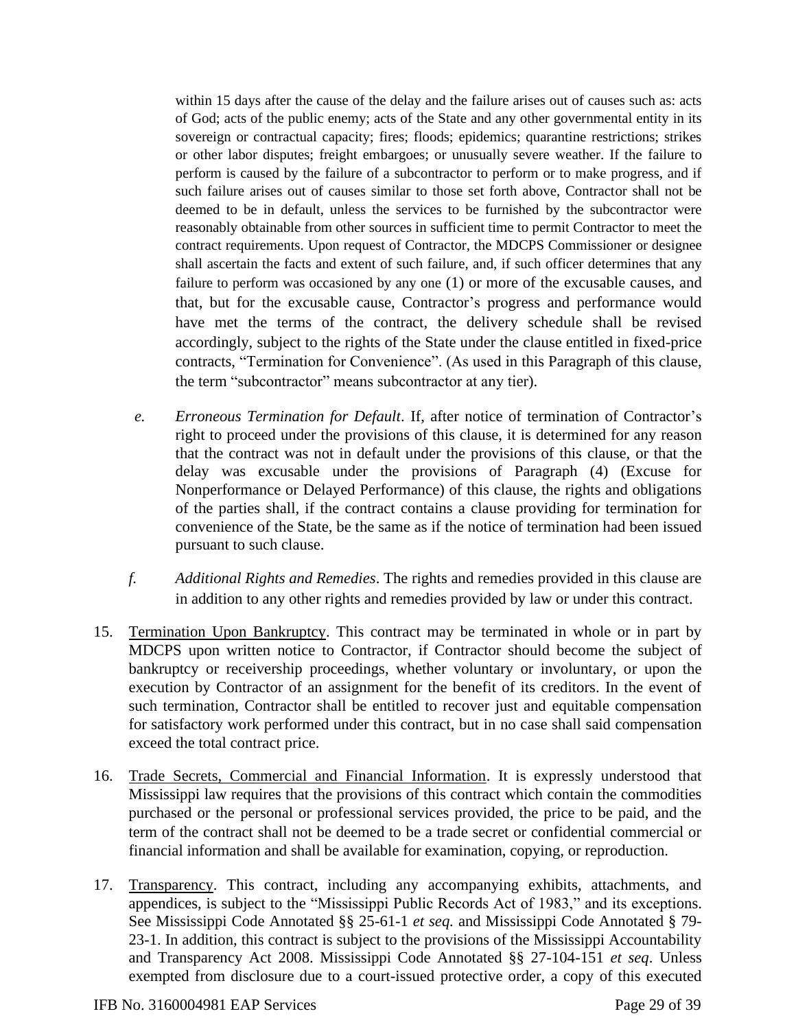within 15 days after the cause of the delay and the failure arises out of causes such as: acts of God; acts of the public enemy; acts of the State and any other governmental entity in its sovereign or contractual capacity; fires; floods; epidemics; quarantine restrictions; strikes or other labor disputes; freight embargoes; or unusually severe weather. If the failure to perform is caused by the failure of a subcontractor to perform or to make progress, and if such failure arises out of causes similar to those set forth above, Contractor shall not be deemed to be in default, unless the services to be furnished by the subcontractor were reasonably obtainable from other sources in sufficient time to permit Contractor to meet the contract requirements. Upon request of Contractor, the MDCPS Commissioner or designee shall ascertain the facts and extent of such failure, and, if such officer determines that any failure to perform was occasioned by any one (1) or more of the excusable causes, and that, but for the excusable cause, Contractor's progress and performance would have met the terms of the contract, the delivery schedule shall be revised accordingly, subject to the rights of the State under the clause entitled in fixed-price contracts, "Termination for Convenience". (As used in this Paragraph of this clause, the term "subcontractor" means subcontractor at any tier).

e. *Erroneous Termination for Default*. If, after notice of termination of Contractor's right to proceed under the provisions of this clause, it is determined for any reason that the contract was not in default under the provisions of this clause, or that the delay was excusable under the provisions of Paragraph (4) (Excuse for Nonperformance or Delayed Performance) of this clause, the rights and obligations of the parties shall, if the contract contains a clause providing for termination for convenience of the State, be the same as if the notice of termination had been issued pursuant to such clause.

f. *Additional Rights and Remedies*. The rights and remedies provided in this clause are in addition to any other rights and remedies provided by law or under this contract.

15. Termination Upon Bankruptcy. This contract may be terminated in whole or in part by MDCPS upon written notice to Contractor, if Contractor should become the subject of bankruptcy or receivership proceedings, whether voluntary or involuntary, or upon the execution by Contractor of an assignment for the benefit of its creditors. In the event of such termination, Contractor shall be entitled to recover just and equitable compensation for satisfactory work performed under this contract, but in no case shall said compensation exceed the total contract price.

16. Trade Secrets, Commercial and Financial Information. It is expressly understood that Mississippi law requires that the provisions of this contract which contain the commodities purchased or the personal or professional services provided, the price to be paid, and the term of the contract shall not be deemed to be a trade secret or confidential commercial or financial information and shall be available for examination, copying, or reproduction.

17. Transparency. This contract, including any accompanying exhibits, attachments, and appendices, is subject to the "Mississippi Public Records Act of 1983," and its exceptions. See Mississippi Code Annotated §§ 25-61-1 *et seq.* and Mississippi Code Annotated § 79-23-1. In addition, this contract is subject to the provisions of the Mississippi Accountability and Transparency Act 2008. Mississippi Code Annotated §§ 27-104-151 *et seq*. Unless exempted from disclosure due to a court-issued protective order, a copy of this executed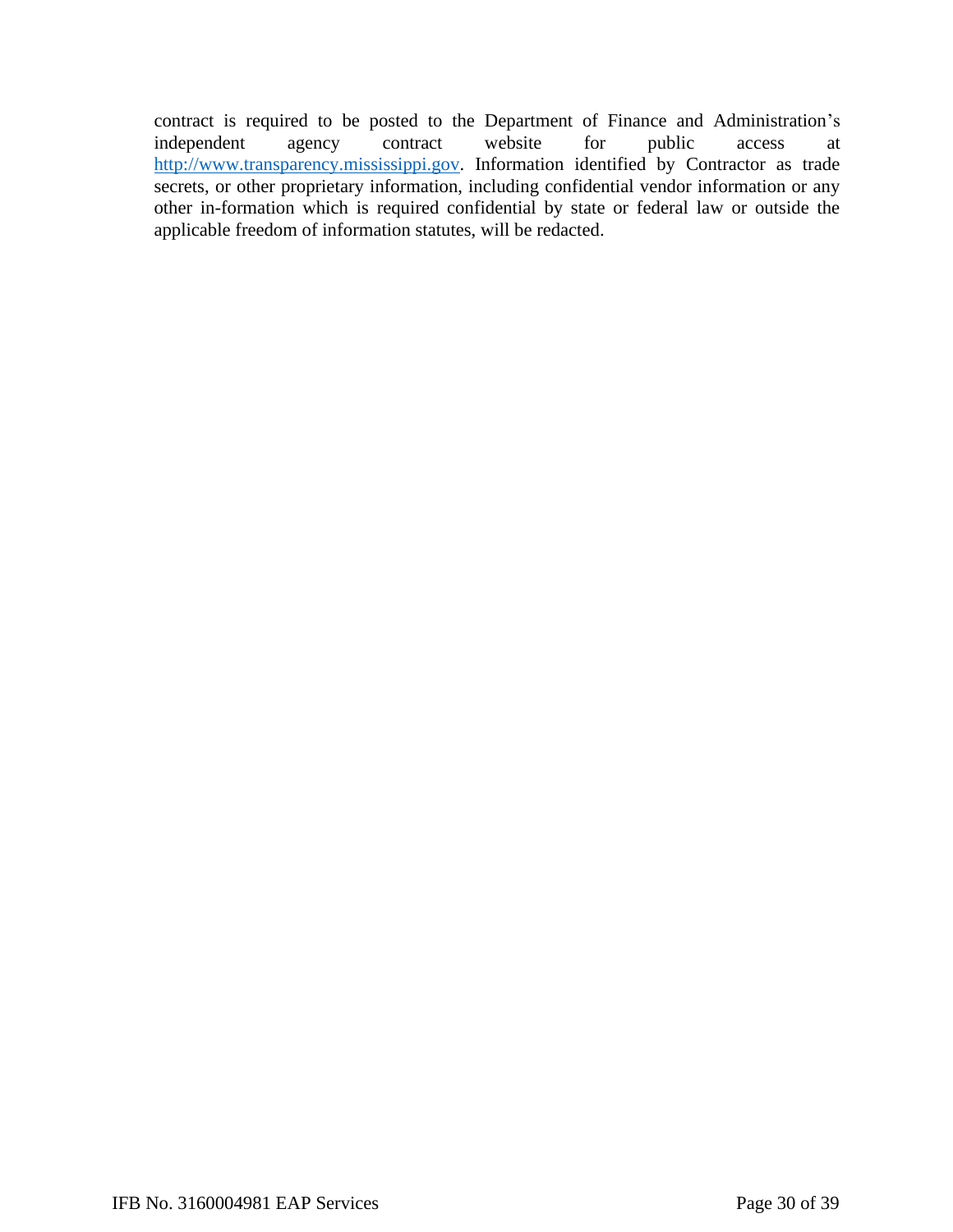contract is required to be posted to the Department of Finance and Administration's independent agency contract website for public access at [http://www.transparency.mississippi.gov](http://www.transparency.mississippi.gov). Information identified by Contractor as trade secrets, or other proprietary information, including confidential vendor information or any other in-formation which is required confidential by state or federal law or outside the applicable freedom of information statutes, will be redacted.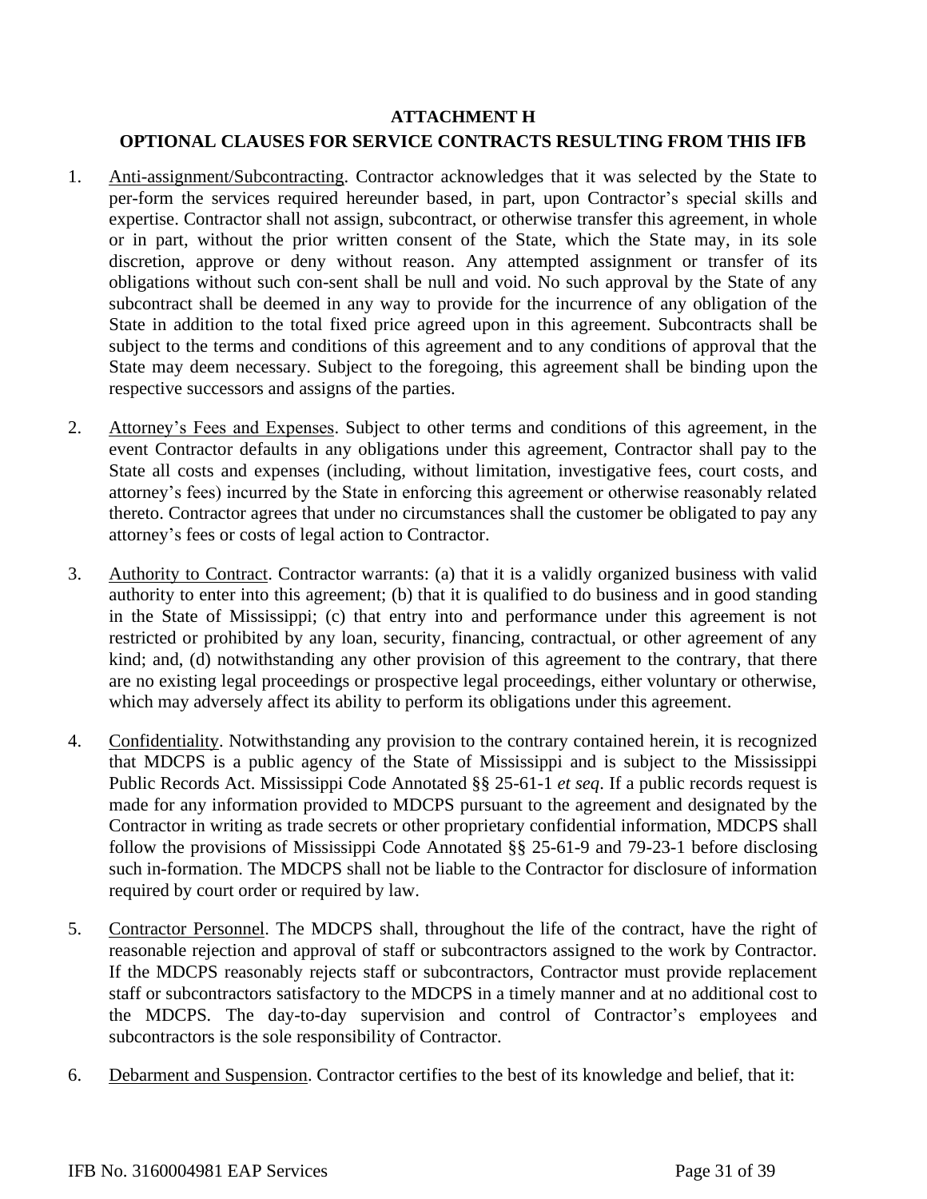**ATTACHMENT H**

**OPTIONAL CLAUSES FOR SERVICE CONTRACTS RESULTING FROM THIS IFB**

1. Anti-assignment/Subcontracting. Contractor acknowledges that it was selected by the State to per-form the services required hereunder based, in part, upon Contractor's special skills and expertise. Contractor shall not assign, subcontract, or otherwise transfer this agreement, in whole or in part, without the prior written consent of the State, which the State may, in its sole discretion, approve or deny without reason. Any attempted assignment or transfer of its obligations without such con-sent shall be null and void. No such approval by the State of any subcontract shall be deemed in any way to provide for the incurrence of any obligation of the State in addition to the total fixed price agreed upon in this agreement. Subcontracts shall be subject to the terms and conditions of this agreement and to any conditions of approval that the State may deem necessary. Subject to the foregoing, this agreement shall be binding upon the respective successors and assigns of the parties.

2. Attorney's Fees and Expenses. Subject to other terms and conditions of this agreement, in the event Contractor defaults in any obligations under this agreement, Contractor shall pay to the State all costs and expenses (including, without limitation, investigative fees, court costs, and attorney's fees) incurred by the State in enforcing this agreement or otherwise reasonably related thereto. Contractor agrees that under no circumstances shall the customer be obligated to pay any attorney's fees or costs of legal action to Contractor.

3. Authority to Contract. Contractor warrants: (a) that it is a validly organized business with valid authority to enter into this agreement; (b) that it is qualified to do business and in good standing in the State of Mississippi; (c) that entry into and performance under this agreement is not restricted or prohibited by any loan, security, financing, contractual, or other agreement of any kind; and, (d) notwithstanding any other provision of this agreement to the contrary, that there are no existing legal proceedings or prospective legal proceedings, either voluntary or otherwise, which may adversely affect its ability to perform its obligations under this agreement.

4. Confidentiality. Notwithstanding any provision to the contrary contained herein, it is recognized that MDCPS is a public agency of the State of Mississippi and is subject to the Mississippi Public Records Act. Mississippi Code Annotated §§ 25-61-1 *et seq*. If a public records request is made for any information provided to MDCPS pursuant to the agreement and designated by the Contractor in writing as trade secrets or other proprietary confidential information, MDCPS shall follow the provisions of Mississippi Code Annotated §§ 25-61-9 and 79-23-1 before disclosing such in-formation. The MDCPS shall not be liable to the Contractor for disclosure of information required by court order or required by law.

5. Contractor Personnel. The MDCPS shall, throughout the life of the contract, have the right of reasonable rejection and approval of staff or subcontractors assigned to the work by Contractor. If the MDCPS reasonably rejects staff or subcontractors, Contractor must provide replacement staff or subcontractors satisfactory to the MDCPS in a timely manner and at no additional cost to the MDCPS. The day-to-day supervision and control of Contractor's employees and subcontractors is the sole responsibility of Contractor.

6. Debarment and Suspension. Contractor certifies to the best of its knowledge and belief, that it: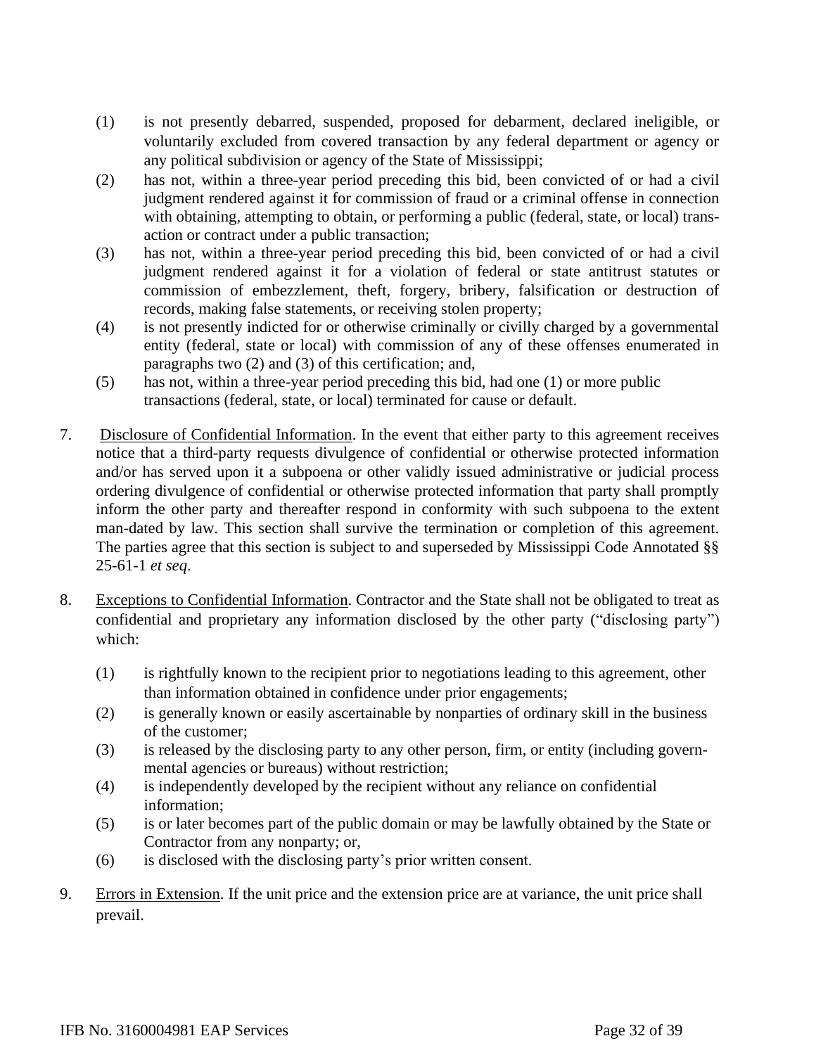(1) is not presently debarred, suspended, proposed for debarment, declared ineligible, or voluntarily excluded from covered transaction by any federal department or agency or any political subdivision or agency of the State of Mississippi;

(2) has not, within a three-year period preceding this bid, been convicted of or had a civil judgment rendered against it for commission of fraud or a criminal offense in connection with obtaining, attempting to obtain, or performing a public (federal, state, or local) transaction or contract under a public transaction;

(3) has not, within a three-year period preceding this bid, been convicted of or had a civil judgment rendered against it for a violation of federal or state antitrust statutes or commission of embezzlement, theft, forgery, bribery, falsification or destruction of records, making false statements, or receiving stolen property;

(4) is not presently indicted for or otherwise criminally or civilly charged by a governmental entity (federal, state or local) with commission of any of these offenses enumerated in paragraphs two (2) and (3) of this certification; and,

(5) has not, within a three-year period preceding this bid, had one (1) or more public transactions (federal, state, or local) terminated for cause or default.

7. Disclosure of Confidential Information. In the event that either party to this agreement receives notice that a third-party requests divulgence of confidential or otherwise protected information and/or has served upon it a subpoena or other validly issued administrative or judicial process ordering divulgence of confidential or otherwise protected information that party shall promptly inform the other party and thereafter respond in conformity with such subpoena to the extent man-dated by law. This section shall survive the termination or completion of this agreement. The parties agree that this section is subject to and superseded by Mississippi Code Annotated §§ 25-61-1 *et seq*.

8. Exceptions to Confidential Information. Contractor and the State shall not be obligated to treat as confidential and proprietary any information disclosed by the other party ("disclosing party") which:

   (1) is rightfully known to the recipient prior to negotiations leading to this agreement, other than information obtained in confidence under prior engagements;

   (2) is generally known or easily ascertainable by nonparties of ordinary skill in the business of the customer;

   (3) is released by the disclosing party to any other person, firm, or entity (including governmental agencies or bureaus) without restriction;

   (4) is independently developed by the recipient without any reliance on confidential information;

   (5) is or later becomes part of the public domain or may be lawfully obtained by the State or Contractor from any nonparty; or,

   (6) is disclosed with the disclosing party's prior written consent.

9. Errors in Extension. If the unit price and the extension price are at variance, the unit price shall prevail.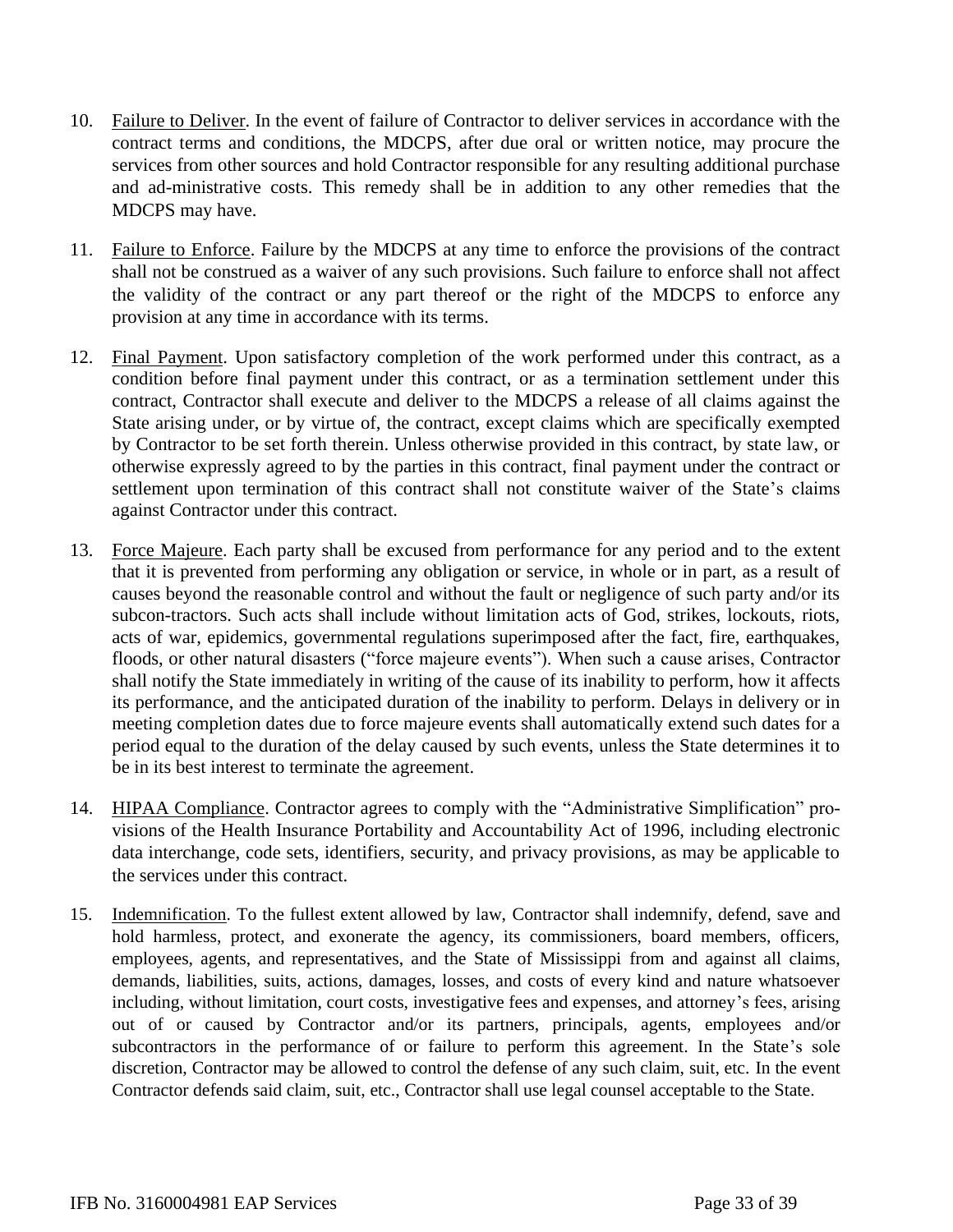10. Failure to Deliver. In the event of failure of Contractor to deliver services in accordance with the contract terms and conditions, the MDCPS, after due oral or written notice, may procure the services from other sources and hold Contractor responsible for any resulting additional purchase and ad-ministrative costs. This remedy shall be in addition to any other remedies that the MDCPS may have.

11. Failure to Enforce. Failure by the MDCPS at any time to enforce the provisions of the contract shall not be construed as a waiver of any such provisions. Such failure to enforce shall not affect the validity of the contract or any part thereof or the right of the MDCPS to enforce any provision at any time in accordance with its terms.

12. Final Payment. Upon satisfactory completion of the work performed under this contract, as a condition before final payment under this contract, or as a termination settlement under this contract, Contractor shall execute and deliver to the MDCPS a release of all claims against the State arising under, or by virtue of, the contract, except claims which are specifically exempted by Contractor to be set forth therein. Unless otherwise provided in this contract, by state law, or otherwise expressly agreed to by the parties in this contract, final payment under the contract or settlement upon termination of this contract shall not constitute waiver of the State's claims against Contractor under this contract.

13. Force Majeure. Each party shall be excused from performance for any period and to the extent that it is prevented from performing any obligation or service, in whole or in part, as a result of causes beyond the reasonable control and without the fault or negligence of such party and/or its subcon-tractors. Such acts shall include without limitation acts of God, strikes, lockouts, riots, acts of war, epidemics, governmental regulations superimposed after the fact, fire, earthquakes, floods, or other natural disasters ("force majeure events"). When such a cause arises, Contractor shall notify the State immediately in writing of the cause of its inability to perform, how it affects its performance, and the anticipated duration of the inability to perform. Delays in delivery or in meeting completion dates due to force majeure events shall automatically extend such dates for a period equal to the duration of the delay caused by such events, unless the State determines it to be in its best interest to terminate the agreement.

14. HIPAA Compliance. Contractor agrees to comply with the "Administrative Simplification" pro-visions of the Health Insurance Portability and Accountability Act of 1996, including electronic data interchange, code sets, identifiers, security, and privacy provisions, as may be applicable to the services under this contract.

15. Indemnification. To the fullest extent allowed by law, Contractor shall indemnify, defend, save and hold harmless, protect, and exonerate the agency, its commissioners, board members, officers, employees, agents, and representatives, and the State of Mississippi from and against all claims, demands, liabilities, suits, actions, damages, losses, and costs of every kind and nature whatsoever including, without limitation, court costs, investigative fees and expenses, and attorney's fees, arising out of or caused by Contractor and/or its partners, principals, agents, employees and/or subcontractors in the performance of or failure to perform this agreement. In the State's sole discretion, Contractor may be allowed to control the defense of any such claim, suit, etc. In the event Contractor defends said claim, suit, etc., Contractor shall use legal counsel acceptable to the State.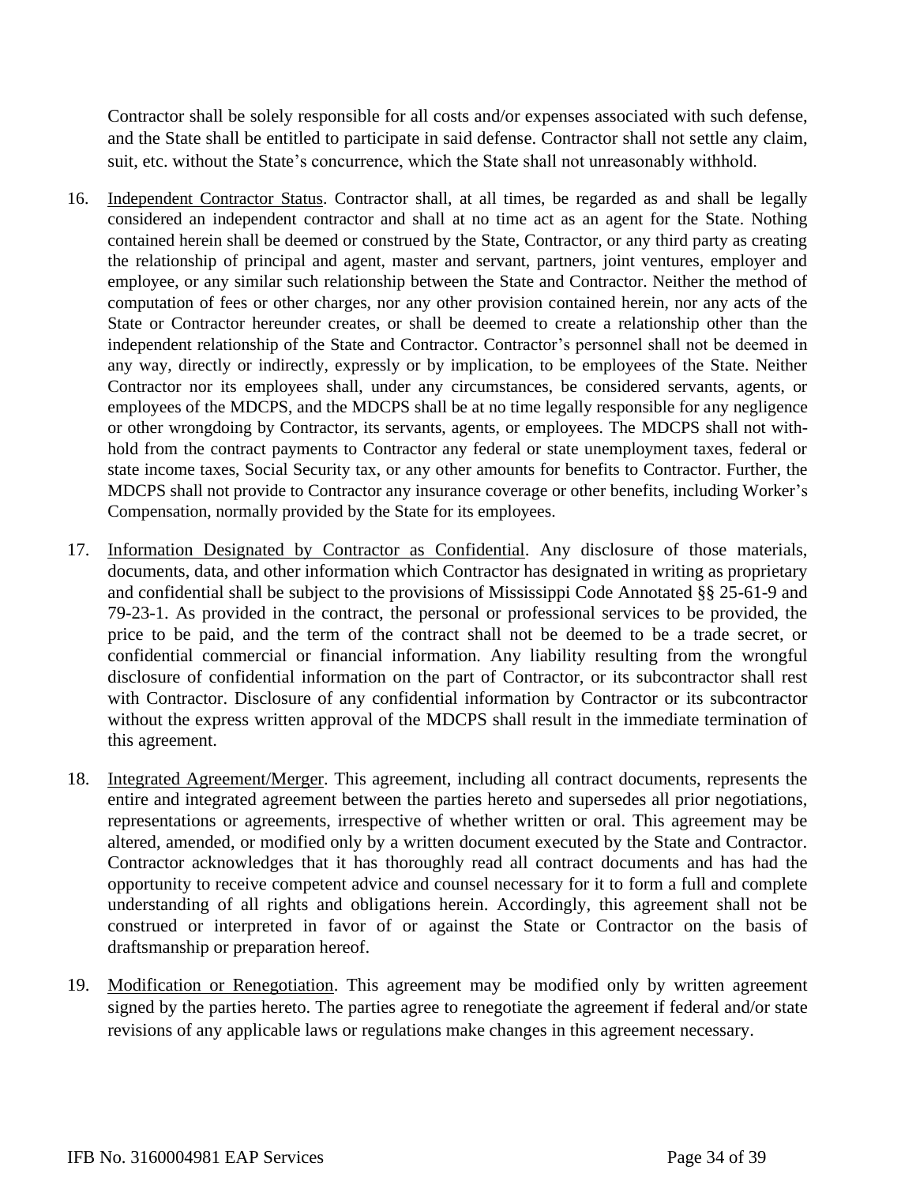Contractor shall be solely responsible for all costs and/or expenses associated with such defense, and the State shall be entitled to participate in said defense. Contractor shall not settle any claim, suit, etc. without the State's concurrence, which the State shall not unreasonably withhold.

16. Independent Contractor Status. Contractor shall, at all times, be regarded as and shall be legally considered an independent contractor and shall at no time act as an agent for the State. Nothing contained herein shall be deemed or construed by the State, Contractor, or any third party as creating the relationship of principal and agent, master and servant, partners, joint ventures, employer and employee, or any similar such relationship between the State and Contractor. Neither the method of computation of fees or other charges, nor any other provision contained herein, nor any acts of the State or Contractor hereunder creates, or shall be deemed to create a relationship other than the independent relationship of the State and Contractor. Contractor's personnel shall not be deemed in any way, directly or indirectly, expressly or by implication, to be employees of the State. Neither Contractor nor its employees shall, under any circumstances, be considered servants, agents, or employees of the MDCPS, and the MDCPS shall be at no time legally responsible for any negligence or other wrongdoing by Contractor, its servants, agents, or employees. The MDCPS shall not withhold from the contract payments to Contractor any federal or state unemployment taxes, federal or state income taxes, Social Security tax, or any other amounts for benefits to Contractor. Further, the MDCPS shall not provide to Contractor any insurance coverage or other benefits, including Worker's Compensation, normally provided by the State for its employees.

17. Information Designated by Contractor as Confidential. Any disclosure of those materials, documents, data, and other information which Contractor has designated in writing as proprietary and confidential shall be subject to the provisions of Mississippi Code Annotated §§ 25-61-9 and 79-23-1. As provided in the contract, the personal or professional services to be provided, the price to be paid, and the term of the contract shall not be deemed to be a trade secret, or confidential commercial or financial information. Any liability resulting from the wrongful disclosure of confidential information on the part of Contractor, or its subcontractor shall rest with Contractor. Disclosure of any confidential information by Contractor or its subcontractor without the express written approval of the MDCPS shall result in the immediate termination of this agreement.

18. Integrated Agreement/Merger. This agreement, including all contract documents, represents the entire and integrated agreement between the parties hereto and supersedes all prior negotiations, representations or agreements, irrespective of whether written or oral. This agreement may be altered, amended, or modified only by a written document executed by the State and Contractor. Contractor acknowledges that it has thoroughly read all contract documents and has had the opportunity to receive competent advice and counsel necessary for it to form a full and complete understanding of all rights and obligations herein. Accordingly, this agreement shall not be construed or interpreted in favor of or against the State or Contractor on the basis of draftsmanship or preparation hereof.

19. Modification or Renegotiation. This agreement may be modified only by written agreement signed by the parties hereto. The parties agree to renegotiate the agreement if federal and/or state revisions of any applicable laws or regulations make changes in this agreement necessary.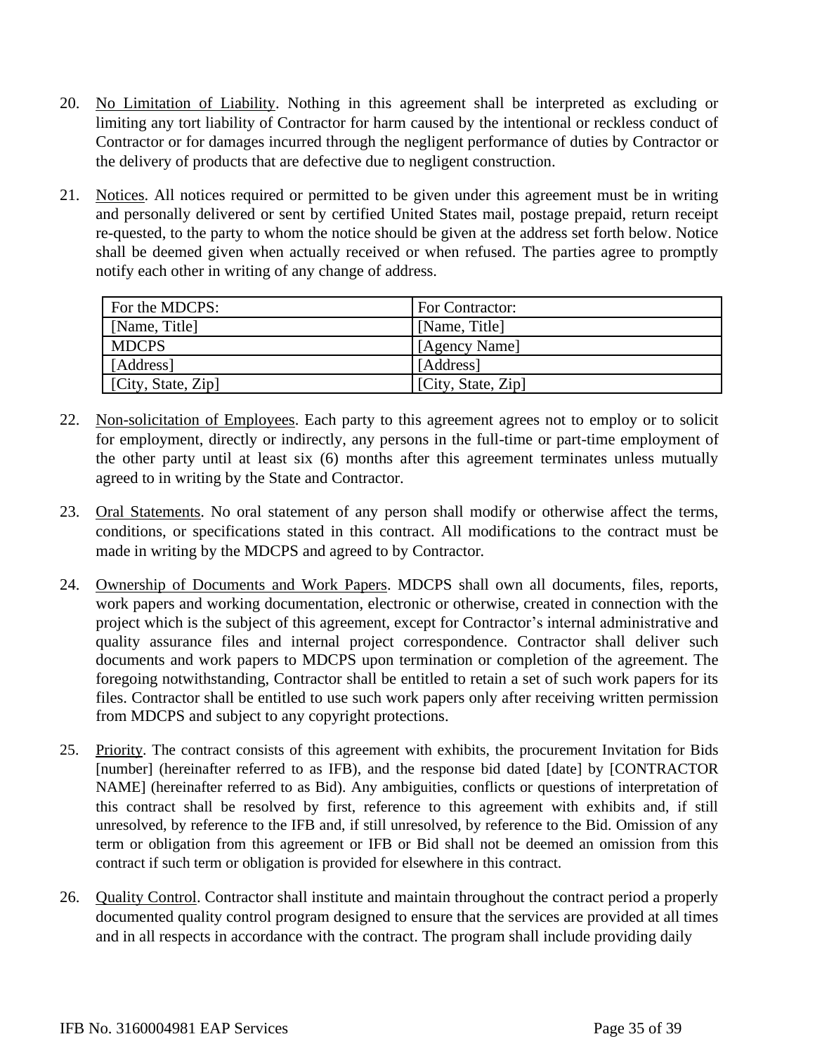20. <u>No Limitation of Liability</u>. Nothing in this agreement shall be interpreted as excluding or limiting any tort liability of Contractor for harm caused by the intentional or reckless conduct of Contractor or for damages incurred through the negligent performance of duties by Contractor or the delivery of products that are defective due to negligent construction.

21. <u>Notices</u>. All notices required or permitted to be given under this agreement must be in writing and personally delivered or sent by certified United States mail, postage prepaid, return receipt re-quested, to the party to whom the notice should be given at the address set forth below. Notice shall be deemed given when actually received or when refused. The parties agree to promptly notify each other in writing of any change of address.

| For the MDCPS: | For Contractor: |
|---|---|
| [Name, Title] | [Name, Title] |
| MDCPS | [Agency Name] |
| [Address] | [Address] |
| [City, State, Zip] | [City, State, Zip] |

22. <u>Non-solicitation of Employees</u>. Each party to this agreement agrees not to employ or to solicit for employment, directly or indirectly, any persons in the full-time or part-time employment of the other party until at least six (6) months after this agreement terminates unless mutually agreed to in writing by the State and Contractor.

23. <u>Oral Statements</u>. No oral statement of any person shall modify or otherwise affect the terms, conditions, or specifications stated in this contract. All modifications to the contract must be made in writing by the MDCPS and agreed to by Contractor.

24. <u>Ownership of Documents and Work Papers</u>. MDCPS shall own all documents, files, reports, work papers and working documentation, electronic or otherwise, created in connection with the project which is the subject of this agreement, except for Contractor's internal administrative and quality assurance files and internal project correspondence. Contractor shall deliver such documents and work papers to MDCPS upon termination or completion of the agreement. The foregoing notwithstanding, Contractor shall be entitled to retain a set of such work papers for its files. Contractor shall be entitled to use such work papers only after receiving written permission from MDCPS and subject to any copyright protections.

25. <u>Priority</u>. The contract consists of this agreement with exhibits, the procurement Invitation for Bids [number] (hereinafter referred to as IFB), and the response bid dated [date] by [CONTRACTOR NAME] (hereinafter referred to as Bid). Any ambiguities, conflicts or questions of interpretation of this contract shall be resolved by first, reference to this agreement with exhibits and, if still unresolved, by reference to the IFB and, if still unresolved, by reference to the Bid. Omission of any term or obligation from this agreement or IFB or Bid shall not be deemed an omission from this contract if such term or obligation is provided for elsewhere in this contract.

26. <u>Quality Control</u>. Contractor shall institute and maintain throughout the contract period a properly documented quality control program designed to ensure that the services are provided at all times and in all respects in accordance with the contract. The program shall include providing daily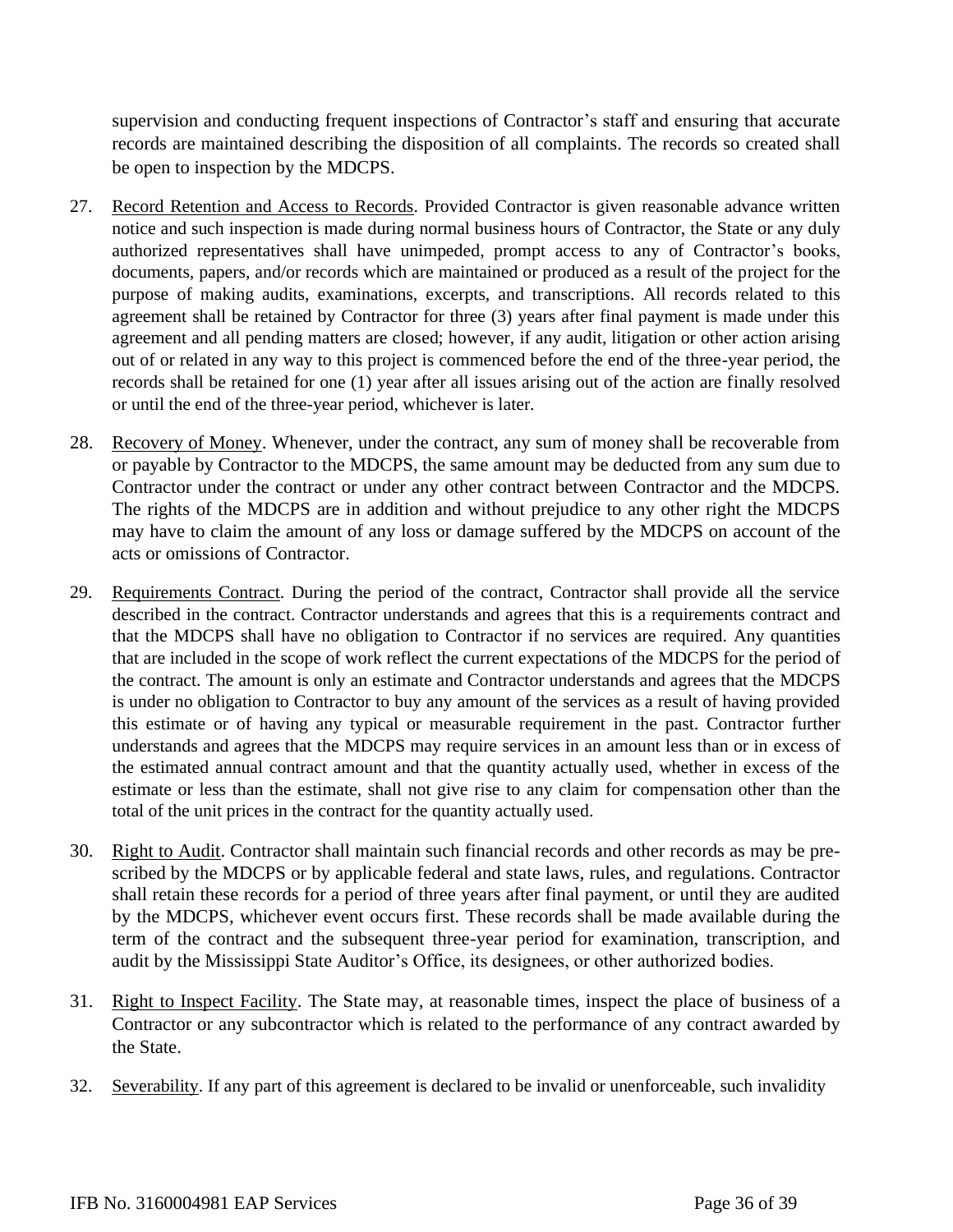supervision and conducting frequent inspections of Contractor's staff and ensuring that accurate records are maintained describing the disposition of all complaints. The records so created shall be open to inspection by the MDCPS.

27. Record Retention and Access to Records. Provided Contractor is given reasonable advance written notice and such inspection is made during normal business hours of Contractor, the State or any duly authorized representatives shall have unimpeded, prompt access to any of Contractor's books, documents, papers, and/or records which are maintained or produced as a result of the project for the purpose of making audits, examinations, excerpts, and transcriptions. All records related to this agreement shall be retained by Contractor for three (3) years after final payment is made under this agreement and all pending matters are closed; however, if any audit, litigation or other action arising out of or related in any way to this project is commenced before the end of the three-year period, the records shall be retained for one (1) year after all issues arising out of the action are finally resolved or until the end of the three-year period, whichever is later.

28. Recovery of Money. Whenever, under the contract, any sum of money shall be recoverable from or payable by Contractor to the MDCPS, the same amount may be deducted from any sum due to Contractor under the contract or under any other contract between Contractor and the MDCPS. The rights of the MDCPS are in addition and without prejudice to any other right the MDCPS may have to claim the amount of any loss or damage suffered by the MDCPS on account of the acts or omissions of Contractor.

29. Requirements Contract. During the period of the contract, Contractor shall provide all the service described in the contract. Contractor understands and agrees that this is a requirements contract and that the MDCPS shall have no obligation to Contractor if no services are required. Any quantities that are included in the scope of work reflect the current expectations of the MDCPS for the period of the contract. The amount is only an estimate and Contractor understands and agrees that the MDCPS is under no obligation to Contractor to buy any amount of the services as a result of having provided this estimate or of having any typical or measurable requirement in the past. Contractor further understands and agrees that the MDCPS may require services in an amount less than or in excess of the estimated annual contract amount and that the quantity actually used, whether in excess of the estimate or less than the estimate, shall not give rise to any claim for compensation other than the total of the unit prices in the contract for the quantity actually used.

30. Right to Audit. Contractor shall maintain such financial records and other records as may be pre-scribed by the MDCPS or by applicable federal and state laws, rules, and regulations. Contractor shall retain these records for a period of three years after final payment, or until they are audited by the MDCPS, whichever event occurs first. These records shall be made available during the term of the contract and the subsequent three-year period for examination, transcription, and audit by the Mississippi State Auditor's Office, its designees, or other authorized bodies.

31. Right to Inspect Facility. The State may, at reasonable times, inspect the place of business of a Contractor or any subcontractor which is related to the performance of any contract awarded by the State.

32. Severability. If any part of this agreement is declared to be invalid or unenforceable, such invalidity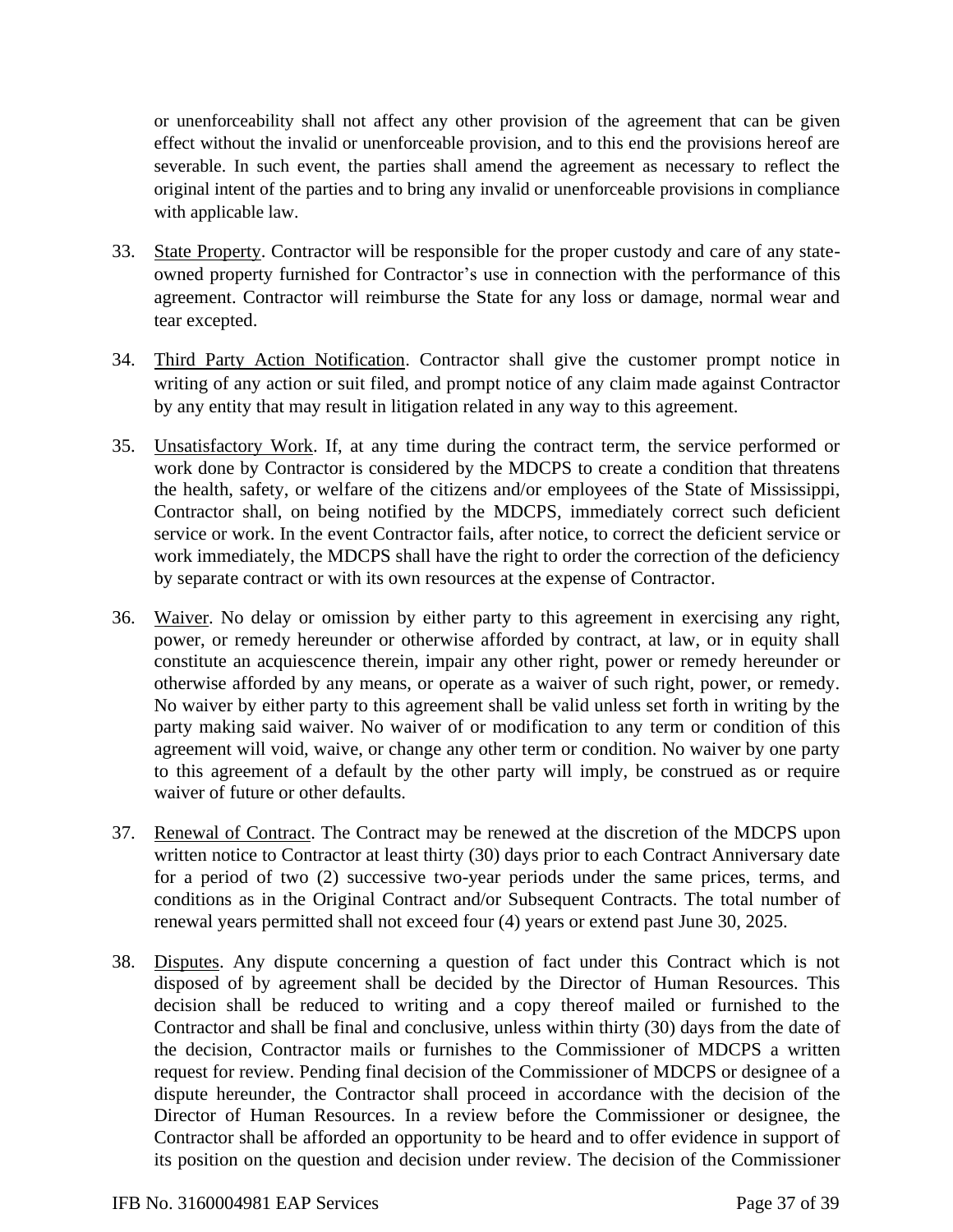or unenforceability shall not affect any other provision of the agreement that can be given effect without the invalid or unenforceable provision, and to this end the provisions hereof are severable. In such event, the parties shall amend the agreement as necessary to reflect the original intent of the parties and to bring any invalid or unenforceable provisions in compliance with applicable law.

33. State Property. Contractor will be responsible for the proper custody and care of any state-owned property furnished for Contractor's use in connection with the performance of this agreement. Contractor will reimburse the State for any loss or damage, normal wear and tear excepted.

34. Third Party Action Notification. Contractor shall give the customer prompt notice in writing of any action or suit filed, and prompt notice of any claim made against Contractor by any entity that may result in litigation related in any way to this agreement.

35. Unsatisfactory Work. If, at any time during the contract term, the service performed or work done by Contractor is considered by the MDCPS to create a condition that threatens the health, safety, or welfare of the citizens and/or employees of the State of Mississippi, Contractor shall, on being notified by the MDCPS, immediately correct such deficient service or work. In the event Contractor fails, after notice, to correct the deficient service or work immediately, the MDCPS shall have the right to order the correction of the deficiency by separate contract or with its own resources at the expense of Contractor.

36. Waiver. No delay or omission by either party to this agreement in exercising any right, power, or remedy hereunder or otherwise afforded by contract, at law, or in equity shall constitute an acquiescence therein, impair any other right, power or remedy hereunder or otherwise afforded by any means, or operate as a waiver of such right, power, or remedy. No waiver by either party to this agreement shall be valid unless set forth in writing by the party making said waiver. No waiver of or modification to any term or condition of this agreement will void, waive, or change any other term or condition. No waiver by one party to this agreement of a default by the other party will imply, be construed as or require waiver of future or other defaults.

37. Renewal of Contract. The Contract may be renewed at the discretion of the MDCPS upon written notice to Contractor at least thirty (30) days prior to each Contract Anniversary date for a period of two (2) successive two-year periods under the same prices, terms, and conditions as in the Original Contract and/or Subsequent Contracts. The total number of renewal years permitted shall not exceed four (4) years or extend past June 30, 2025.

38. Disputes. Any dispute concerning a question of fact under this Contract which is not disposed of by agreement shall be decided by the Director of Human Resources. This decision shall be reduced to writing and a copy thereof mailed or furnished to the Contractor and shall be final and conclusive, unless within thirty (30) days from the date of the decision, Contractor mails or furnishes to the Commissioner of MDCPS a written request for review. Pending final decision of the Commissioner of MDCPS or designee of a dispute hereunder, the Contractor shall proceed in accordance with the decision of the Director of Human Resources. In a review before the Commissioner or designee, the Contractor shall be afforded an opportunity to be heard and to offer evidence in support of its position on the question and decision under review. The decision of the Commissioner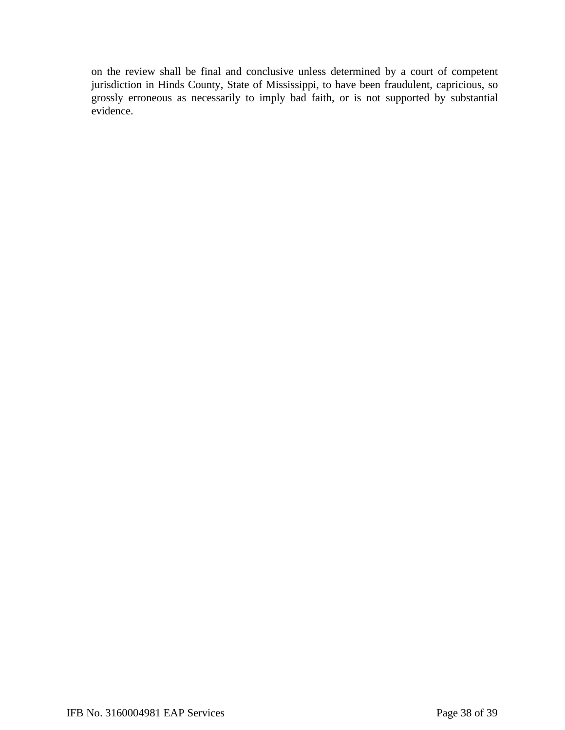on the review shall be final and conclusive unless determined by a court of competent jurisdiction in Hinds County, State of Mississippi, to have been fraudulent, capricious, so grossly erroneous as necessarily to imply bad faith, or is not supported by substantial evidence.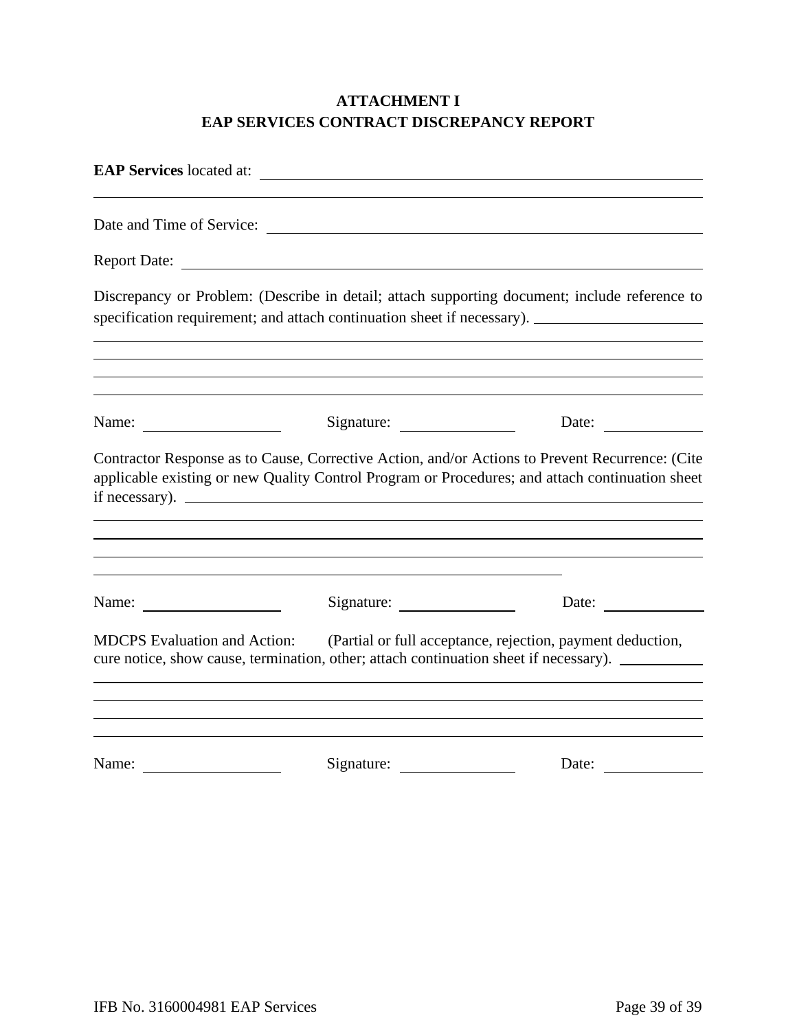**ATTACHMENT I**

**EAP SERVICES CONTRACT DISCREPANCY REPORT**

**EAP Services** located at: ______________________________________________

______________________________________________

Date and Time of Service: ______________________________________________

Report Date: ______________________________________________

Discrepancy or Problem: (Describe in detail; attach supporting document; include reference to specification requirement; and attach continuation sheet if necessary). ______________________

______________________________________________

______________________________________________

______________________________________________

______________________________________________

Name: __________________ Signature: _______________ Date: _____________

Contractor Response as to Cause, Corrective Action, and/or Actions to Prevent Recurrence: (Cite applicable existing or new Quality Control Program or Procedures; and attach continuation sheet if necessary). ______________________________________________

______________________________________________

______________________________________________

______________________________________________

______________________________________________

Name: __________________ Signature: _______________ Date: _____________

MDCPS Evaluation and Action: (Partial or full acceptance, rejection, payment deduction, cure notice, show cause, termination, other; attach continuation sheet if necessary). ___________

______________________________________________

______________________________________________

______________________________________________

______________________________________________

Name: __________________ Signature: _______________ Date: _____________